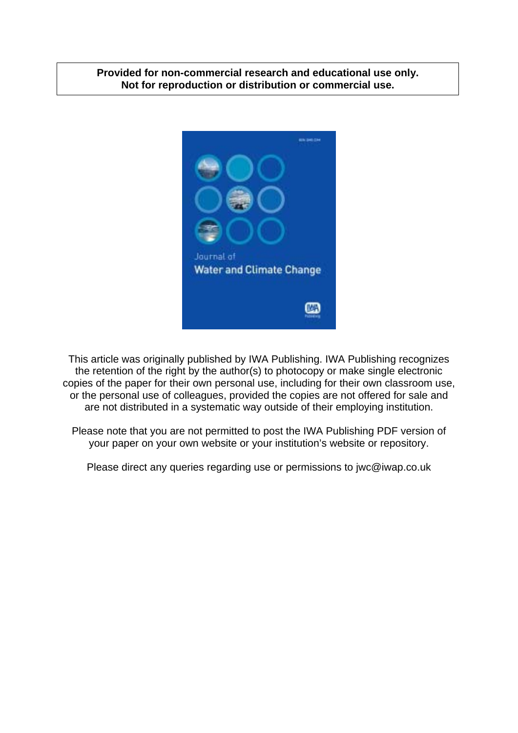**Provided for non-commercial research and educational use only.**
**Not for reproduction or distribution or commercial use.**

Journal of
Water and Climate Change

This article was originally published by IWA Publishing. IWA Publishing recognizes the retention of the right by the author(s) to photocopy or make single electronic copies of the paper for their own personal use, including for their own classroom use, or the personal use of colleagues, provided the copies are not offered for sale and are not distributed in a systematic way outside of their employing institution.

Please note that you are not permitted to post the IWA Publishing PDF version of your paper on your own website or your institution's website or repository.

Please direct any queries regarding use or permissions to jwc@iwap.co.uk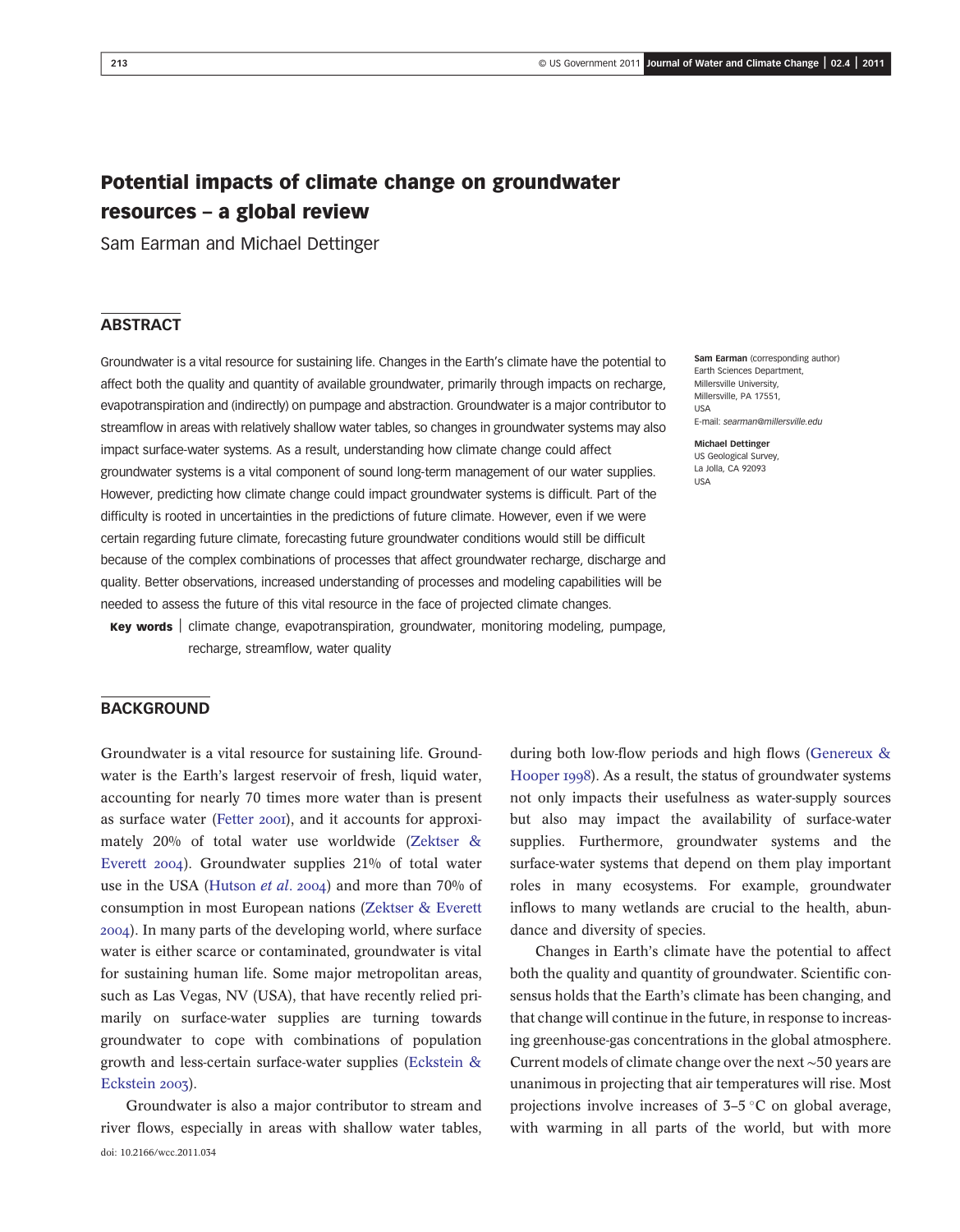# Potential impacts of climate change on groundwater resources – a global review

Sam Earman and Michael Dettinger

## ABSTRACT

Groundwater is a vital resource for sustaining life. Changes in the Earth's climate have the potential to affect both the quality and quantity of available groundwater, primarily through impacts on recharge, evapotranspiration and (indirectly) on pumpage and abstraction. Groundwater is a major contributor to streamflow in areas with relatively shallow water tables, so changes in groundwater systems may also impact surface-water systems. As a result, understanding how climate change could affect groundwater systems is a vital component of sound long-term management of our water supplies. However, predicting how climate change could impact groundwater systems is difficult. Part of the difficulty is rooted in uncertainties in the predictions of future climate. However, even if we were certain regarding future climate, forecasting future groundwater conditions would still be difficult because of the complex combinations of processes that affect groundwater recharge, discharge and quality. Better observations, increased understanding of processes and modeling capabilities will be needed to assess the future of this vital resource in the face of projected climate changes.

**Key words** | climate change, evapotranspiration, groundwater, monitoring modeling, pumpage, recharge, streamflow, water quality

**Sam Earman** (corresponding author)
Earth Sciences Department,
Millersville University,
Millersville, PA 17551,
USA
E-mail: *searman@millersville.edu*

**Michael Dettinger**
US Geological Survey,
La Jolla, CA 92093
USA

## BACKGROUND

Groundwater is a vital resource for sustaining life. Groundwater is the Earth's largest reservoir of fresh, liquid water, accounting for nearly 70 times more water than is present as surface water (Fetter 2001), and it accounts for approximately 20% of total water use worldwide (Zektser & Everett 2004). Groundwater supplies 21% of total water use in the USA (Hutson *et al*. 2004) and more than 70% of consumption in most European nations (Zektser & Everett 2004). In many parts of the developing world, where surface water is either scarce or contaminated, groundwater is vital for sustaining human life. Some major metropolitan areas, such as Las Vegas, NV (USA), that have recently relied primarily on surface-water supplies are turning towards groundwater to cope with combinations of population growth and less-certain surface-water supplies (Eckstein & Eckstein 2003).

Groundwater is also a major contributor to stream and river flows, especially in areas with shallow water tables, during both low-flow periods and high flows (Genereux & Hooper 1998). As a result, the status of groundwater systems not only impacts their usefulness as water-supply sources but also may impact the availability of surface-water supplies. Furthermore, groundwater systems and the surface-water systems that depend on them play important roles in many ecosystems. For example, groundwater inflows to many wetlands are crucial to the health, abundance and diversity of species.

Changes in Earth's climate have the potential to affect both the quality and quantity of groundwater. Scientific consensus holds that the Earth's climate has been changing, and that change will continue in the future, in response to increasing greenhouse-gas concentrations in the global atmosphere. Current models of climate change over the next ~50 years are unanimous in projecting that air temperatures will rise. Most projections involve increases of 3–5 °C on global average, with warming in all parts of the world, but with more

doi: 10.2166/wcc.2011.034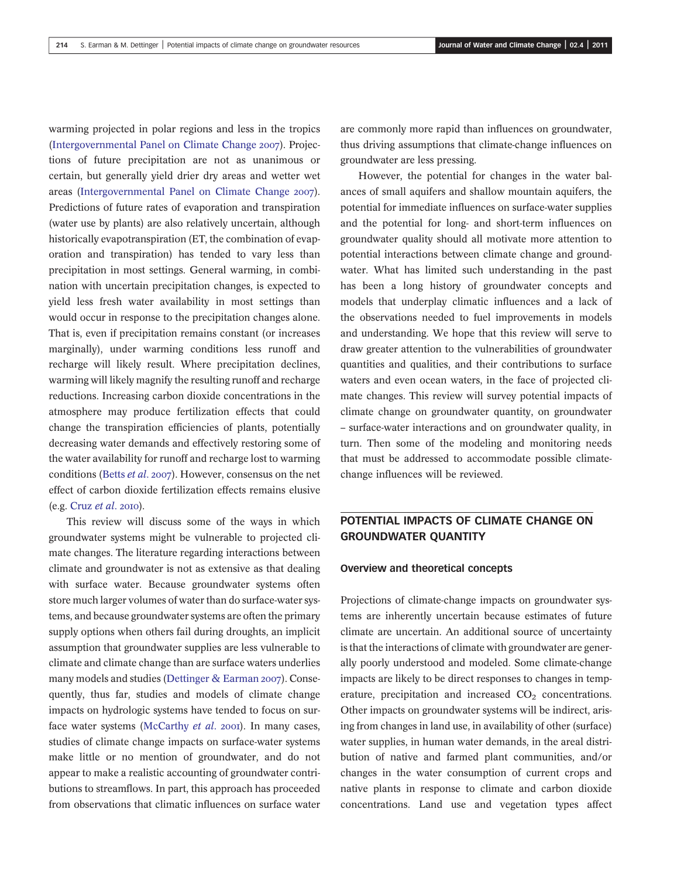warming projected in polar regions and less in the tropics (Intergovernmental Panel on Climate Change 2007). Projections of future precipitation are not as unanimous or certain, but generally yield drier dry areas and wetter wet areas (Intergovernmental Panel on Climate Change 2007). Predictions of future rates of evaporation and transpiration (water use by plants) are also relatively uncertain, although historically evapotranspiration (ET, the combination of evaporation and transpiration) has tended to vary less than precipitation in most settings. General warming, in combination with uncertain precipitation changes, is expected to yield less fresh water availability in most settings than would occur in response to the precipitation changes alone. That is, even if precipitation remains constant (or increases marginally), under warming conditions less runoff and recharge will likely result. Where precipitation declines, warming will likely magnify the resulting runoff and recharge reductions. Increasing carbon dioxide concentrations in the atmosphere may produce fertilization effects that could change the transpiration efficiencies of plants, potentially decreasing water demands and effectively restoring some of the water availability for runoff and recharge lost to warming conditions (Betts *et al*. 2007). However, consensus on the net effect of carbon dioxide fertilization effects remains elusive (e.g. Cruz *et al*. 2010).

This review will discuss some of the ways in which groundwater systems might be vulnerable to projected climate changes. The literature regarding interactions between climate and groundwater is not as extensive as that dealing with surface water. Because groundwater systems often store much larger volumes of water than do surface-water systems, and because groundwater systems are often the primary supply options when others fail during droughts, an implicit assumption that groundwater supplies are less vulnerable to climate and climate change than are surface waters underlies many models and studies (Dettinger & Earman 2007). Consequently, thus far, studies and models of climate change impacts on hydrologic systems have tended to focus on surface water systems (McCarthy *et al*. 2001). In many cases, studies of climate change impacts on surface-water systems make little or no mention of groundwater, and do not appear to make a realistic accounting of groundwater contributions to streamflows. In part, this approach has proceeded from observations that climatic influences on surface water are commonly more rapid than influences on groundwater, thus driving assumptions that climate-change influences on groundwater are less pressing.

However, the potential for changes in the water balances of small aquifers and shallow mountain aquifers, the potential for immediate influences on surface-water supplies and the potential for long- and short-term influences on groundwater quality should all motivate more attention to potential interactions between climate change and groundwater. What has limited such understanding in the past has been a long history of groundwater concepts and models that underplay climatic influences and a lack of the observations needed to fuel improvements in models and understanding. We hope that this review will serve to draw greater attention to the vulnerabilities of groundwater quantities and qualities, and their contributions to surface waters and even ocean waters, in the face of projected climate changes. This review will survey potential impacts of climate change on groundwater quantity, on groundwater – surface-water interactions and on groundwater quality, in turn. Then some of the modeling and monitoring needs that must be addressed to accommodate possible climate-change influences will be reviewed.

## POTENTIAL IMPACTS OF CLIMATE CHANGE ON GROUNDWATER QUANTITY

### Overview and theoretical concepts

Projections of climate-change impacts on groundwater systems are inherently uncertain because estimates of future climate are uncertain. An additional source of uncertainty is that the interactions of climate with groundwater are generally poorly understood and modeled. Some climate-change impacts are likely to be direct responses to changes in temperature, precipitation and increased $CO_2$ concentrations. Other impacts on groundwater systems will be indirect, arising from changes in land use, in availability of other (surface) water supplies, in human water demands, in the areal distribution of native and farmed plant communities, and/or changes in the water consumption of current crops and native plants in response to climate and carbon dioxide concentrations. Land use and vegetation types affect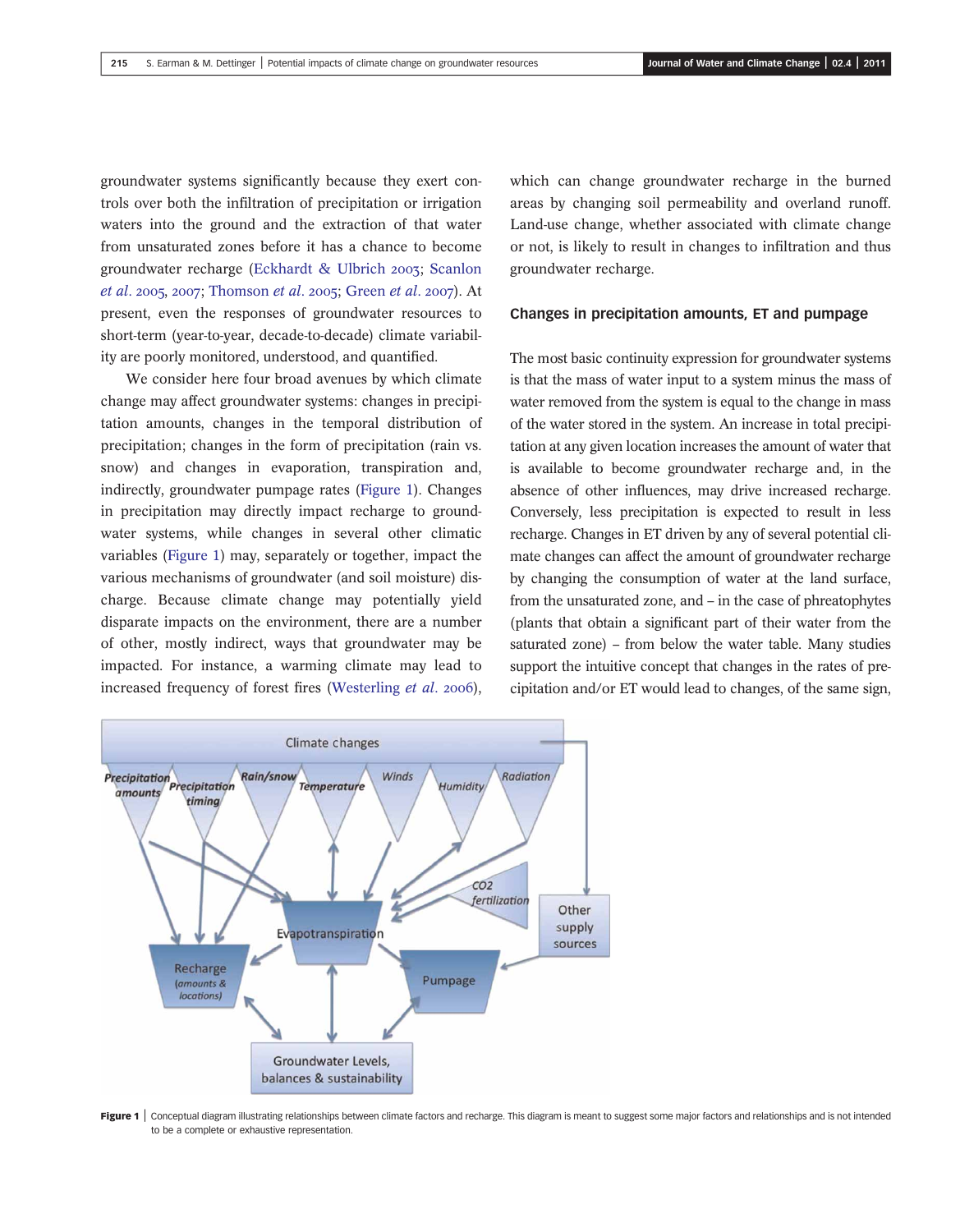groundwater systems significantly because they exert controls over both the infiltration of precipitation or irrigation waters into the ground and the extraction of that water from unsaturated zones before it has a chance to become groundwater recharge (Eckhardt & Ulbrich 2003; Scanlon *et al*. 2005, 2007; Thomson *et al*. 2005; Green *et al*. 2007). At present, even the responses of groundwater resources to short-term (year-to-year, decade-to-decade) climate variability are poorly monitored, understood, and quantified.

We consider here four broad avenues by which climate change may affect groundwater systems: changes in precipitation amounts, changes in the temporal distribution of precipitation; changes in the form of precipitation (rain vs. snow) and changes in evaporation, transpiration and, indirectly, groundwater pumpage rates (Figure 1). Changes in precipitation may directly impact recharge to groundwater systems, while changes in several other climatic variables (Figure 1) may, separately or together, impact the various mechanisms of groundwater (and soil moisture) discharge. Because climate change may potentially yield disparate impacts on the environment, there are a number of other, mostly indirect, ways that groundwater may be impacted. For instance, a warming climate may lead to increased frequency of forest fires (Westerling *et al*. 2006), which can change groundwater recharge in the burned areas by changing soil permeability and overland runoff. Land-use change, whether associated with climate change or not, is likely to result in changes to infiltration and thus groundwater recharge.

## Changes in precipitation amounts, ET and pumpage

The most basic continuity expression for groundwater systems is that the mass of water input to a system minus the mass of water removed from the system is equal to the change in mass of the water stored in the system. An increase in total precipitation at any given location increases the amount of water that is available to become groundwater recharge and, in the absence of other influences, may drive increased recharge. Conversely, less precipitation is expected to result in less recharge. Changes in ET driven by any of several potential climate changes can affect the amount of groundwater recharge by changing the consumption of water at the land surface, from the unsaturated zone, and – in the case of phreatophytes (plants that obtain a significant part of their water from the saturated zone) – from below the water table. Many studies support the intuitive concept that changes in the rates of precipitation and/or ET would lead to changes, of the same sign,

**Figure 1** | Conceptual diagram illustrating relationships between climate factors and recharge. This diagram is meant to suggest some major factors and relationships and is not intended to be a complete or exhaustive representation.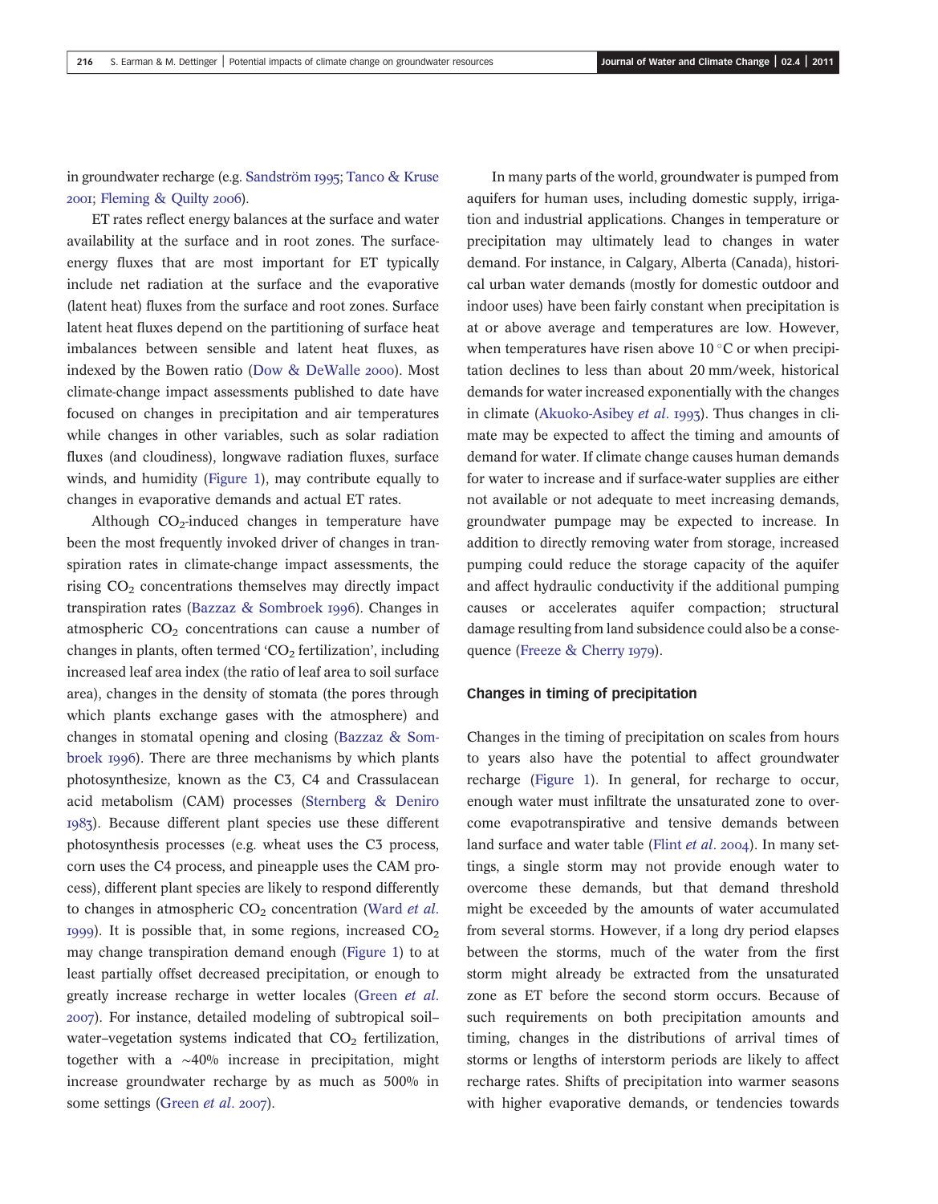in groundwater recharge (e.g. Sandström 1995; Tanco & Kruse 2001; Fleming & Quilty 2006).

ET rates reflect energy balances at the surface and water availability at the surface and in root zones. The surface-energy fluxes that are most important for ET typically include net radiation at the surface and the evaporative (latent heat) fluxes from the surface and root zones. Surface latent heat fluxes depend on the partitioning of surface heat imbalances between sensible and latent heat fluxes, as indexed by the Bowen ratio (Dow & DeWalle 2000). Most climate-change impact assessments published to date have focused on changes in precipitation and air temperatures while changes in other variables, such as solar radiation fluxes (and cloudiness), longwave radiation fluxes, surface winds, and humidity (Figure 1), may contribute equally to changes in evaporative demands and actual ET rates.

Although $CO_2$-induced changes in temperature have been the most frequently invoked driver of changes in transpiration rates in climate-change impact assessments, the rising $CO_2$ concentrations themselves may directly impact transpiration rates (Bazzaz & Sombroek 1996). Changes in atmospheric $CO_2$ concentrations can cause a number of changes in plants, often termed '$CO_2$ fertilization', including increased leaf area index (the ratio of leaf area to soil surface area), changes in the density of stomata (the pores through which plants exchange gases with the atmosphere) and changes in stomatal opening and closing (Bazzaz & Sombroek 1996). There are three mechanisms by which plants photosynthesize, known as the C3, C4 and Crassulacean acid metabolism (CAM) processes (Sternberg & Deniro 1983). Because different plant species use these different photosynthesis processes (e.g. wheat uses the C3 process, corn uses the C4 process, and pineapple uses the CAM process), different plant species are likely to respond differently to changes in atmospheric $CO_2$ concentration (Ward *et al.* 1999). It is possible that, in some regions, increased $CO_2$ may change transpiration demand enough (Figure 1) to at least partially offset decreased precipitation, or enough to greatly increase recharge in wetter locales (Green *et al.* 2007). For instance, detailed modeling of subtropical soil–water–vegetation systems indicated that $CO_2$ fertilization, together with a ~40% increase in precipitation, might increase groundwater recharge by as much as 500% in some settings (Green *et al.* 2007).

In many parts of the world, groundwater is pumped from aquifers for human uses, including domestic supply, irrigation and industrial applications. Changes in temperature or precipitation may ultimately lead to changes in water demand. For instance, in Calgary, Alberta (Canada), historical urban water demands (mostly for domestic outdoor and indoor uses) have been fairly constant when precipitation is at or above average and temperatures are low. However, when temperatures have risen above 10 °C or when precipitation declines to less than about 20 mm/week, historical demands for water increased exponentially with the changes in climate (Akuoko-Asibey *et al.* 1993). Thus changes in climate may be expected to affect the timing and amounts of demand for water. If climate change causes human demands for water to increase and if surface-water supplies are either not available or not adequate to meet increasing demands, groundwater pumpage may be expected to increase. In addition to directly removing water from storage, increased pumping could reduce the storage capacity of the aquifer and affect hydraulic conductivity if the additional pumping causes or accelerates aquifer compaction; structural damage resulting from land subsidence could also be a consequence (Freeze & Cherry 1979).

### Changes in timing of precipitation

Changes in the timing of precipitation on scales from hours to years also have the potential to affect groundwater recharge (Figure 1). In general, for recharge to occur, enough water must infiltrate the unsaturated zone to overcome evapotranspirative and tensive demands between land surface and water table (Flint *et al.* 2004). In many settings, a single storm may not provide enough water to overcome these demands, but that demand threshold might be exceeded by the amounts of water accumulated from several storms. However, if a long dry period elapses between the storms, much of the water from the first storm might already be extracted from the unsaturated zone as ET before the second storm occurs. Because of such requirements on both precipitation amounts and timing, changes in the distributions of arrival times of storms or lengths of interstorm periods are likely to affect recharge rates. Shifts of precipitation into warmer seasons with higher evaporative demands, or tendencies towards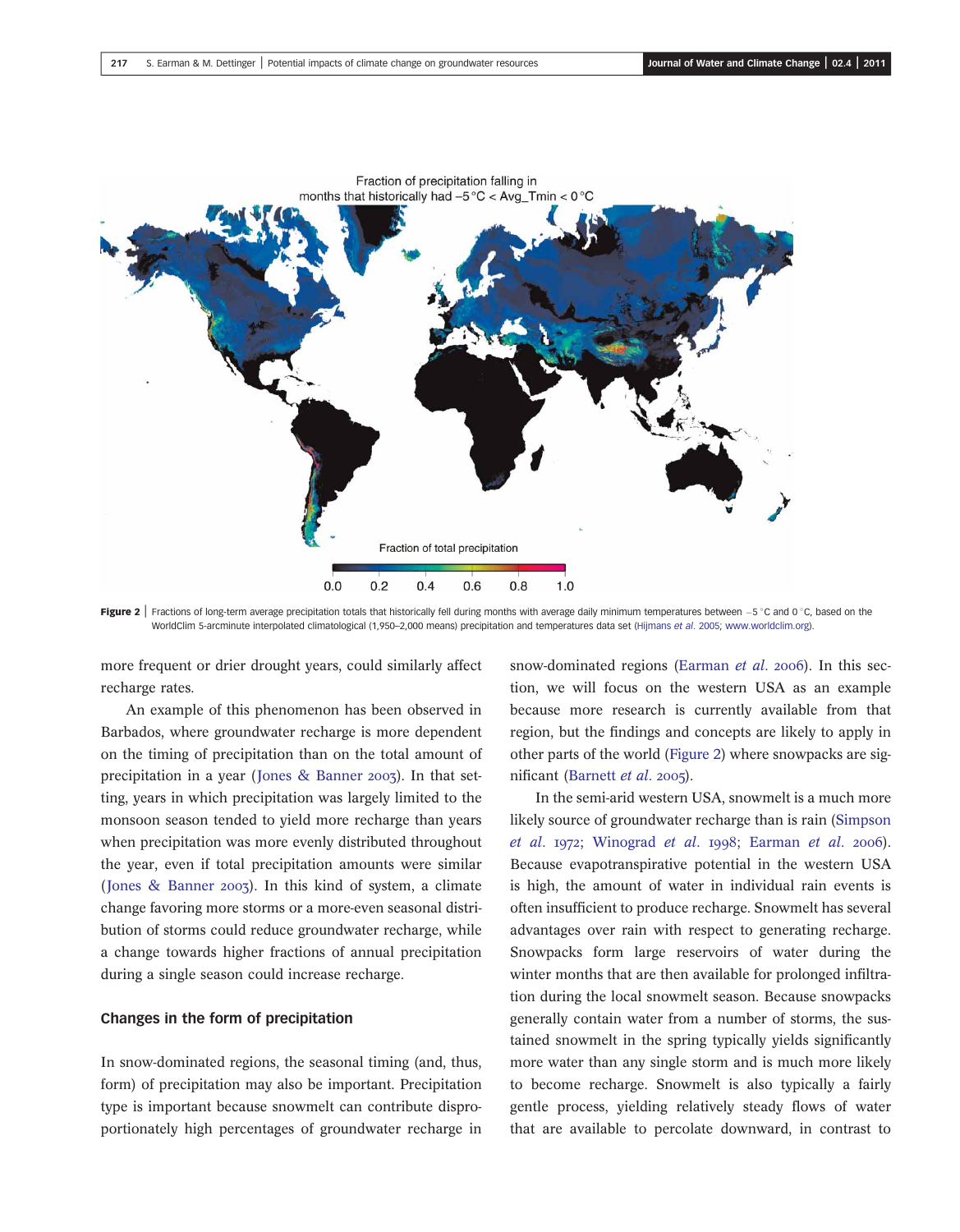Figure 2 | Fractions of long-term average precipitation totals that historically fell during months with average daily minimum temperatures between $-5\,^{\circ}$C and $0\,^{\circ}$C, based on the WorldClim 5-arcminute interpolated climatological (1,950–2,000 means) precipitation and temperatures data set (Hijmans *et al.* 2005; www.worldclim.org).

more frequent or drier drought years, could similarly affect recharge rates.

An example of this phenomenon has been observed in Barbados, where groundwater recharge is more dependent on the timing of precipitation than on the total amount of precipitation in a year (Jones & Banner 2003). In that setting, years in which precipitation was largely limited to the monsoon season tended to yield more recharge than years when precipitation was more evenly distributed throughout the year, even if total precipitation amounts were similar (Jones & Banner 2003). In this kind of system, a climate change favoring more storms or a more-even seasonal distribution of storms could reduce groundwater recharge, while a change towards higher fractions of annual precipitation during a single season could increase recharge.

### Changes in the form of precipitation

In snow-dominated regions, the seasonal timing (and, thus, form) of precipitation may also be important. Precipitation type is important because snowmelt can contribute disproportionately high percentages of groundwater recharge in snow-dominated regions (Earman *et al.* 2006). In this section, we will focus on the western USA as an example because more research is currently available from that region, but the findings and concepts are likely to apply in other parts of the world (Figure 2) where snowpacks are significant (Barnett *et al.* 2005).

In the semi-arid western USA, snowmelt is a much more likely source of groundwater recharge than is rain (Simpson *et al.* 1972; Winograd *et al.* 1998; Earman *et al.* 2006). Because evapotranspirative potential in the western USA is high, the amount of water in individual rain events is often insufficient to produce recharge. Snowmelt has several advantages over rain with respect to generating recharge. Snowpacks form large reservoirs of water during the winter months that are then available for prolonged infiltration during the local snowmelt season. Because snowpacks generally contain water from a number of storms, the sustained snowmelt in the spring typically yields significantly more water than any single storm and is much more likely to become recharge. Snowmelt is also typically a fairly gentle process, yielding relatively steady flows of water that are available to percolate downward, in contrast to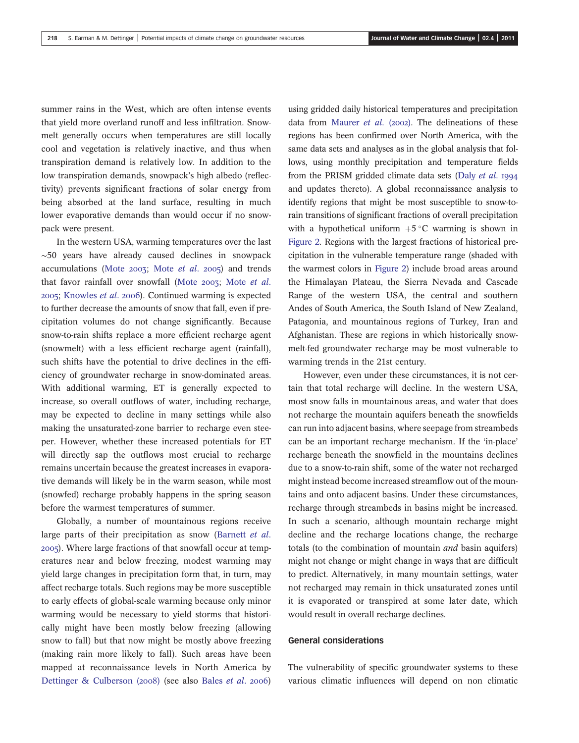summer rains in the West, which are often intense events that yield more overland runoff and less infiltration. Snowmelt generally occurs when temperatures are still locally cool and vegetation is relatively inactive, and thus when transpiration demand is relatively low. In addition to the low transpiration demands, snowpack's high albedo (reflectivity) prevents significant fractions of solar energy from being absorbed at the land surface, resulting in much lower evaporative demands than would occur if no snowpack were present.

In the western USA, warming temperatures over the last ~50 years have already caused declines in snowpack accumulations (Mote 2003; Mote *et al*. 2005) and trends that favor rainfall over snowfall (Mote 2003; Mote *et al*. 2005; Knowles *et al*. 2006). Continued warming is expected to further decrease the amounts of snow that fall, even if precipitation volumes do not change significantly. Because snow-to-rain shifts replace a more efficient recharge agent (snowmelt) with a less efficient recharge agent (rainfall), such shifts have the potential to drive declines in the efficiency of groundwater recharge in snow-dominated areas. With additional warming, ET is generally expected to increase, so overall outflows of water, including recharge, may be expected to decline in many settings while also making the unsaturated-zone barrier to recharge even steeper. However, whether these increased potentials for ET will directly sap the outflows most crucial to recharge remains uncertain because the greatest increases in evaporative demands will likely be in the warm season, while most (snowfed) recharge probably happens in the spring season before the warmest temperatures of summer.

Globally, a number of mountainous regions receive large parts of their precipitation as snow (Barnett *et al*. 2005). Where large fractions of that snowfall occur at temperatures near and below freezing, modest warming may yield large changes in precipitation form that, in turn, may affect recharge totals. Such regions may be more susceptible to early effects of global-scale warming because only minor warming would be necessary to yield storms that historically might have been mostly below freezing (allowing snow to fall) but that now might be mostly above freezing (making rain more likely to fall). Such areas have been mapped at reconnaissance levels in North America by Dettinger & Culberson (2008) (see also Bales *et al*. 2006) using gridded daily historical temperatures and precipitation data from Maurer *et al*. (2002). The delineations of these regions has been confirmed over North America, with the same data sets and analyses as in the global analysis that follows, using monthly precipitation and temperature fields from the PRISM gridded climate data sets (Daly *et al*. 1994 and updates thereto). A global reconnaissance analysis to identify regions that might be most susceptible to snow-to-rain transitions of significant fractions of overall precipitation with a hypothetical uniform $+5\,^{\circ}$C warming is shown in Figure 2. Regions with the largest fractions of historical precipitation in the vulnerable temperature range (shaded with the warmest colors in Figure 2) include broad areas around the Himalayan Plateau, the Sierra Nevada and Cascade Range of the western USA, the central and southern Andes of South America, the South Island of New Zealand, Patagonia, and mountainous regions of Turkey, Iran and Afghanistan. These are regions in which historically snowmelt-fed groundwater recharge may be most vulnerable to warming trends in the 21st century.

However, even under these circumstances, it is not certain that total recharge will decline. In the western USA, most snow falls in mountainous areas, and water that does not recharge the mountain aquifers beneath the snowfields can run into adjacent basins, where seepage from streambeds can be an important recharge mechanism. If the 'in-place' recharge beneath the snowfield in the mountains declines due to a snow-to-rain shift, some of the water not recharged might instead become increased streamflow out of the mountains and onto adjacent basins. Under these circumstances, recharge through streambeds in basins might be increased. In such a scenario, although mountain recharge might decline and the recharge locations change, the recharge totals (to the combination of mountain *and* basin aquifers) might not change or might change in ways that are difficult to predict. Alternatively, in many mountain settings, water not recharged may remain in thick unsaturated zones until it is evaporated or transpired at some later date, which would result in overall recharge declines.

## General considerations

The vulnerability of specific groundwater systems to these various climatic influences will depend on non climatic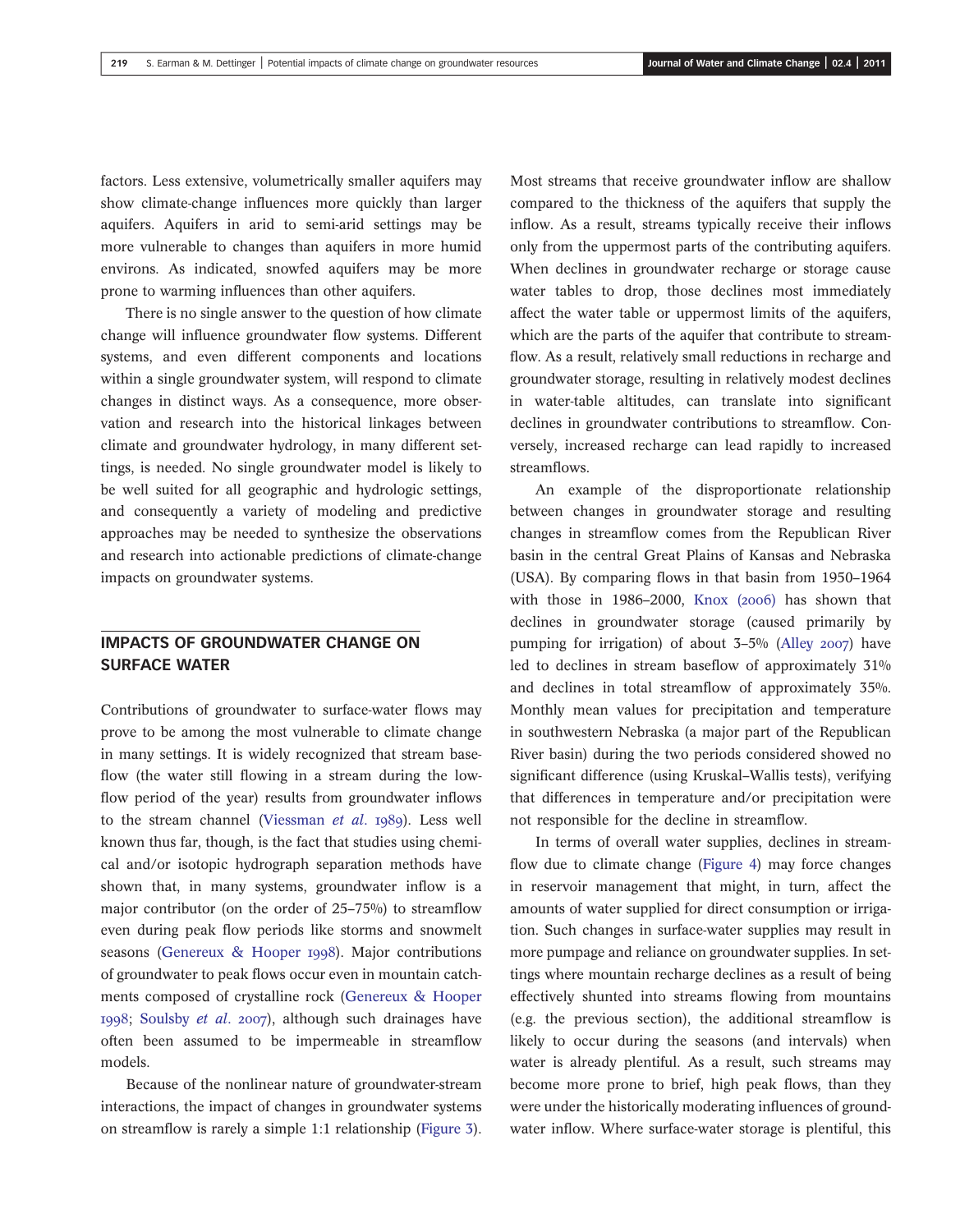factors. Less extensive, volumetrically smaller aquifers may show climate-change influences more quickly than larger aquifers. Aquifers in arid to semi-arid settings may be more vulnerable to changes than aquifers in more humid environs. As indicated, snowfed aquifers may be more prone to warming influences than other aquifers.

There is no single answer to the question of how climate change will influence groundwater flow systems. Different systems, and even different components and locations within a single groundwater system, will respond to climate changes in distinct ways. As a consequence, more observation and research into the historical linkages between climate and groundwater hydrology, in many different settings, is needed. No single groundwater model is likely to be well suited for all geographic and hydrologic settings, and consequently a variety of modeling and predictive approaches may be needed to synthesize the observations and research into actionable predictions of climate-change impacts on groundwater systems.

## IMPACTS OF GROUNDWATER CHANGE ON SURFACE WATER

Contributions of groundwater to surface-water flows may prove to be among the most vulnerable to climate change in many settings. It is widely recognized that stream baseflow (the water still flowing in a stream during the low-flow period of the year) results from groundwater inflows to the stream channel (Viessman *et al.* 1989). Less well known thus far, though, is the fact that studies using chemical and/or isotopic hydrograph separation methods have shown that, in many systems, groundwater inflow is a major contributor (on the order of 25–75%) to streamflow even during peak flow periods like storms and snowmelt seasons (Genereux & Hooper 1998). Major contributions of groundwater to peak flows occur even in mountain catchments composed of crystalline rock (Genereux & Hooper 1998; Soulsby *et al.* 2007), although such drainages have often been assumed to be impermeable in streamflow models.

Because of the nonlinear nature of groundwater-stream interactions, the impact of changes in groundwater systems on streamflow is rarely a simple 1:1 relationship (Figure 3). Most streams that receive groundwater inflow are shallow compared to the thickness of the aquifers that supply the inflow. As a result, streams typically receive their inflows only from the uppermost parts of the contributing aquifers. When declines in groundwater recharge or storage cause water tables to drop, those declines most immediately affect the water table or uppermost limits of the aquifers, which are the parts of the aquifer that contribute to streamflow. As a result, relatively small reductions in recharge and groundwater storage, resulting in relatively modest declines in water-table altitudes, can translate into significant declines in groundwater contributions to streamflow. Conversely, increased recharge can lead rapidly to increased streamflows.

An example of the disproportionate relationship between changes in groundwater storage and resulting changes in streamflow comes from the Republican River basin in the central Great Plains of Kansas and Nebraska (USA). By comparing flows in that basin from 1950–1964 with those in 1986–2000, Knox (2006) has shown that declines in groundwater storage (caused primarily by pumping for irrigation) of about 3–5% (Alley 2007) have led to declines in stream baseflow of approximately 31% and declines in total streamflow of approximately 35%. Monthly mean values for precipitation and temperature in southwestern Nebraska (a major part of the Republican River basin) during the two periods considered showed no significant difference (using Kruskal–Wallis tests), verifying that differences in temperature and/or precipitation were not responsible for the decline in streamflow.

In terms of overall water supplies, declines in streamflow due to climate change (Figure 4) may force changes in reservoir management that might, in turn, affect the amounts of water supplied for direct consumption or irrigation. Such changes in surface-water supplies may result in more pumpage and reliance on groundwater supplies. In settings where mountain recharge declines as a result of being effectively shunted into streams flowing from mountains (e.g. the previous section), the additional streamflow is likely to occur during the seasons (and intervals) when water is already plentiful. As a result, such streams may become more prone to brief, high peak flows, than they were under the historically moderating influences of groundwater inflow. Where surface-water storage is plentiful, this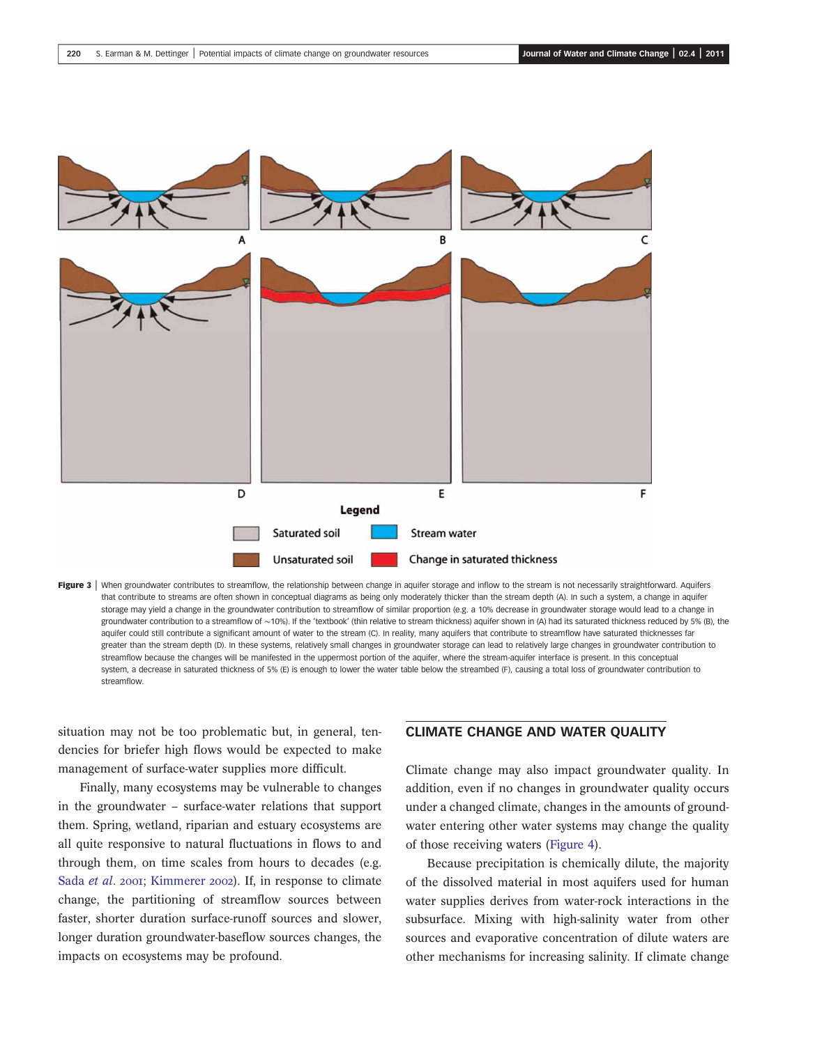Figure 3 | When groundwater contributes to streamflow, the relationship between change in aquifer storage and inflow to the stream is not necessarily straightforward. Aquifers that contribute to streams are often shown in conceptual diagrams as being only moderately thicker than the stream depth (A). In such a system, a change in aquifer storage may yield a change in the groundwater contribution to streamflow of similar proportion (e.g. a 10% decrease in groundwater storage would lead to a change in groundwater contribution to a streamflow of ~10%). If the 'textbook' (thin relative to stream thickness) aquifer shown in (A) had its saturated thickness reduced by 5% (B), the aquifer could still contribute a significant amount of water to the stream (C). In reality, many aquifers that contribute to streamflow have saturated thicknesses far greater than the stream depth (D). In these systems, relatively small changes in groundwater storage can lead to relatively large changes in groundwater contribution to streamflow because the changes will be manifested in the uppermost portion of the aquifer, where the stream-aquifer interface is present. In this conceptual system, a decrease in saturated thickness of 5% (E) is enough to lower the water table below the streambed (F), causing a total loss of groundwater contribution to streamflow.

situation may not be too problematic but, in general, tendencies for briefer high flows would be expected to make management of surface-water supplies more difficult.

Finally, many ecosystems may be vulnerable to changes in the groundwater – surface-water relations that support them. Spring, wetland, riparian and estuary ecosystems are all quite responsive to natural fluctuations in flows to and through them, on time scales from hours to decades (e.g. Sada *et al*. 2001; Kimmerer 2002). If, in response to climate change, the partitioning of streamflow sources between faster, shorter duration surface-runoff sources and slower, longer duration groundwater-baseflow sources changes, the impacts on ecosystems may be profound.

## CLIMATE CHANGE AND WATER QUALITY

Climate change may also impact groundwater quality. In addition, even if no changes in groundwater quality occurs under a changed climate, changes in the amounts of groundwater entering other water systems may change the quality of those receiving waters (Figure 4).

Because precipitation is chemically dilute, the majority of the dissolved material in most aquifers used for human water supplies derives from water-rock interactions in the subsurface. Mixing with high-salinity water from other sources and evaporative concentration of dilute waters are other mechanisms for increasing salinity. If climate change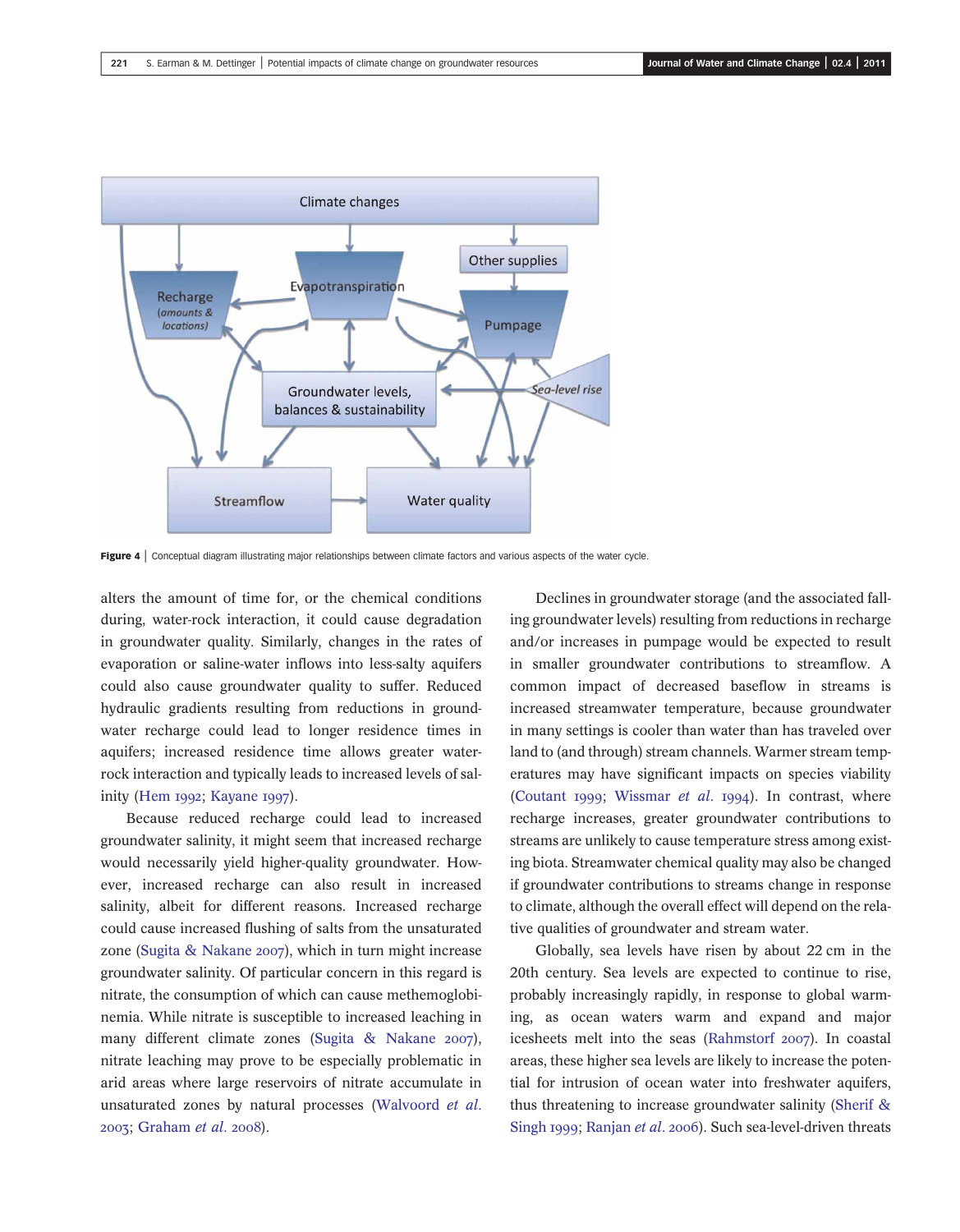Figure 4 | Conceptual diagram illustrating major relationships between climate factors and various aspects of the water cycle.

alters the amount of time for, or the chemical conditions during, water-rock interaction, it could cause degradation in groundwater quality. Similarly, changes in the rates of evaporation or saline-water inflows into less-salty aquifers could also cause groundwater quality to suffer. Reduced hydraulic gradients resulting from reductions in groundwater recharge could lead to longer residence times in aquifers; increased residence time allows greater water-rock interaction and typically leads to increased levels of salinity (Hem 1992; Kayane 1997).

Because reduced recharge could lead to increased groundwater salinity, it might seem that increased recharge would necessarily yield higher-quality groundwater. However, increased recharge can also result in increased salinity, albeit for different reasons. Increased recharge could cause increased flushing of salts from the unsaturated zone (Sugita & Nakane 2007), which in turn might increase groundwater salinity. Of particular concern in this regard is nitrate, the consumption of which can cause methemoglobinemia. While nitrate is susceptible to increased leaching in many different climate zones (Sugita & Nakane 2007), nitrate leaching may prove to be especially problematic in arid areas where large reservoirs of nitrate accumulate in unsaturated zones by natural processes (Walvoord *et al.* 2003; Graham *et al.* 2008).

Declines in groundwater storage (and the associated falling groundwater levels) resulting from reductions in recharge and/or increases in pumpage would be expected to result in smaller groundwater contributions to streamflow. A common impact of decreased baseflow in streams is increased streamwater temperature, because groundwater in many settings is cooler than water than has traveled over land to (and through) stream channels. Warmer stream temperatures may have significant impacts on species viability (Coutant 1999; Wissmar *et al.* 1994). In contrast, where recharge increases, greater groundwater contributions to streams are unlikely to cause temperature stress among existing biota. Streamwater chemical quality may also be changed if groundwater contributions to streams change in response to climate, although the overall effect will depend on the relative qualities of groundwater and stream water.

Globally, sea levels have risen by about 22 cm in the 20th century. Sea levels are expected to continue to rise, probably increasingly rapidly, in response to global warming, as ocean waters warm and expand and major icesheets melt into the seas (Rahmstorf 2007). In coastal areas, these higher sea levels are likely to increase the potential for intrusion of ocean water into freshwater aquifers, thus threatening to increase groundwater salinity (Sherif & Singh 1999; Ranjan *et al.* 2006). Such sea-level-driven threats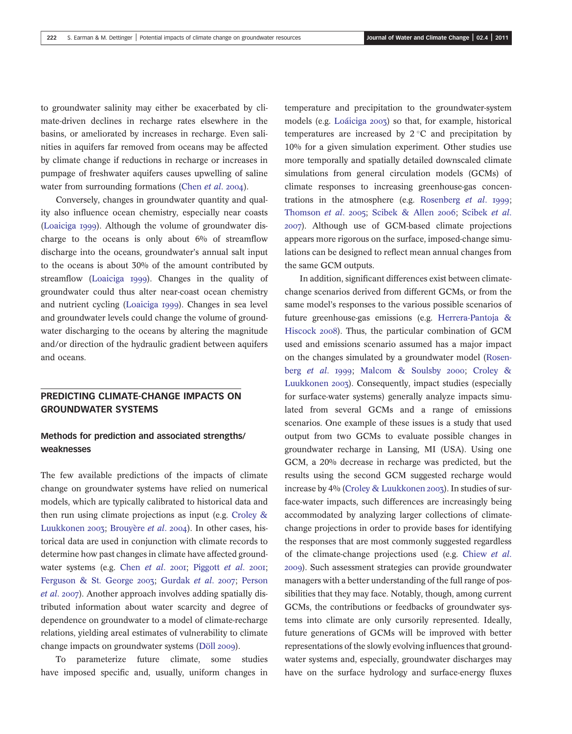to groundwater salinity may either be exacerbated by climate-driven declines in recharge rates elsewhere in the basins, or ameliorated by increases in recharge. Even salinities in aquifers far removed from oceans may be affected by climate change if reductions in recharge or increases in pumpage of freshwater aquifers causes upwelling of saline water from surrounding formations (Chen *et al*. 2004).

Conversely, changes in groundwater quantity and quality also influence ocean chemistry, especially near coasts (Loaiciga 1999). Although the volume of groundwater discharge to the oceans is only about 6% of streamflow discharge into the oceans, groundwater's annual salt input to the oceans is about 30% of the amount contributed by streamflow (Loaiciga 1999). Changes in the quality of groundwater could thus alter near-coast ocean chemistry and nutrient cycling (Loaiciga 1999). Changes in sea level and groundwater levels could change the volume of groundwater discharging to the oceans by altering the magnitude and/or direction of the hydraulic gradient between aquifers and oceans.

## PREDICTING CLIMATE-CHANGE IMPACTS ON GROUNDWATER SYSTEMS

### Methods for prediction and associated strengths/weaknesses

The few available predictions of the impacts of climate change on groundwater systems have relied on numerical models, which are typically calibrated to historical data and then run using climate projections as input (e.g. Croley & Luukkonen 2003; Brouyère *et al*. 2004). In other cases, historical data are used in conjunction with climate records to determine how past changes in climate have affected groundwater systems (e.g. Chen *et al*. 2001; Piggott *et al*. 2001; Ferguson & St. George 2003; Gurdak *et al*. 2007; Person *et al*. 2007). Another approach involves adding spatially distributed information about water scarcity and degree of dependence on groundwater to a model of climate-recharge relations, yielding areal estimates of vulnerability to climate change impacts on groundwater systems (Döll 2009).

To parameterize future climate, some studies have imposed specific and, usually, uniform changes in temperature and precipitation to the groundwater-system models (e.g. Loáiciga 2003) so that, for example, historical temperatures are increased by 2 °C and precipitation by 10% for a given simulation experiment. Other studies use more temporally and spatially detailed downscaled climate simulations from general circulation models (GCMs) of climate responses to increasing greenhouse-gas concentrations in the atmosphere (e.g. Rosenberg *et al*. 1999; Thomson *et al*. 2005; Scibek & Allen 2006; Scibek *et al*. 2007). Although use of GCM-based climate projections appears more rigorous on the surface, imposed-change simulations can be designed to reflect mean annual changes from the same GCM outputs.

In addition, significant differences exist between climate-change scenarios derived from different GCMs, or from the same model's responses to the various possible scenarios of future greenhouse-gas emissions (e.g. Herrera-Pantoja & Hiscock 2008). Thus, the particular combination of GCM used and emissions scenario assumed has a major impact on the changes simulated by a groundwater model (Rosenberg *et al*. 1999; Malcom & Soulsby 2000; Croley & Luukkonen 2003). Consequently, impact studies (especially for surface-water systems) generally analyze impacts simulated from several GCMs and a range of emissions scenarios. One example of these issues is a study that used output from two GCMs to evaluate possible changes in groundwater recharge in Lansing, MI (USA). Using one GCM, a 20% decrease in recharge was predicted, but the results using the second GCM suggested recharge would increase by 4% (Croley & Luukkonen 2003). In studies of surface-water impacts, such differences are increasingly being accommodated by analyzing larger collections of climate-change projections in order to provide bases for identifying the responses that are most commonly suggested regardless of the climate-change projections used (e.g. Chiew *et al*. 2009). Such assessment strategies can provide groundwater managers with a better understanding of the full range of possibilities that they may face. Notably, though, among current GCMs, the contributions or feedbacks of groundwater systems into climate are only cursorily represented. Ideally, future generations of GCMs will be improved with better representations of the slowly evolving influences that groundwater systems and, especially, groundwater discharges may have on the surface hydrology and surface-energy fluxes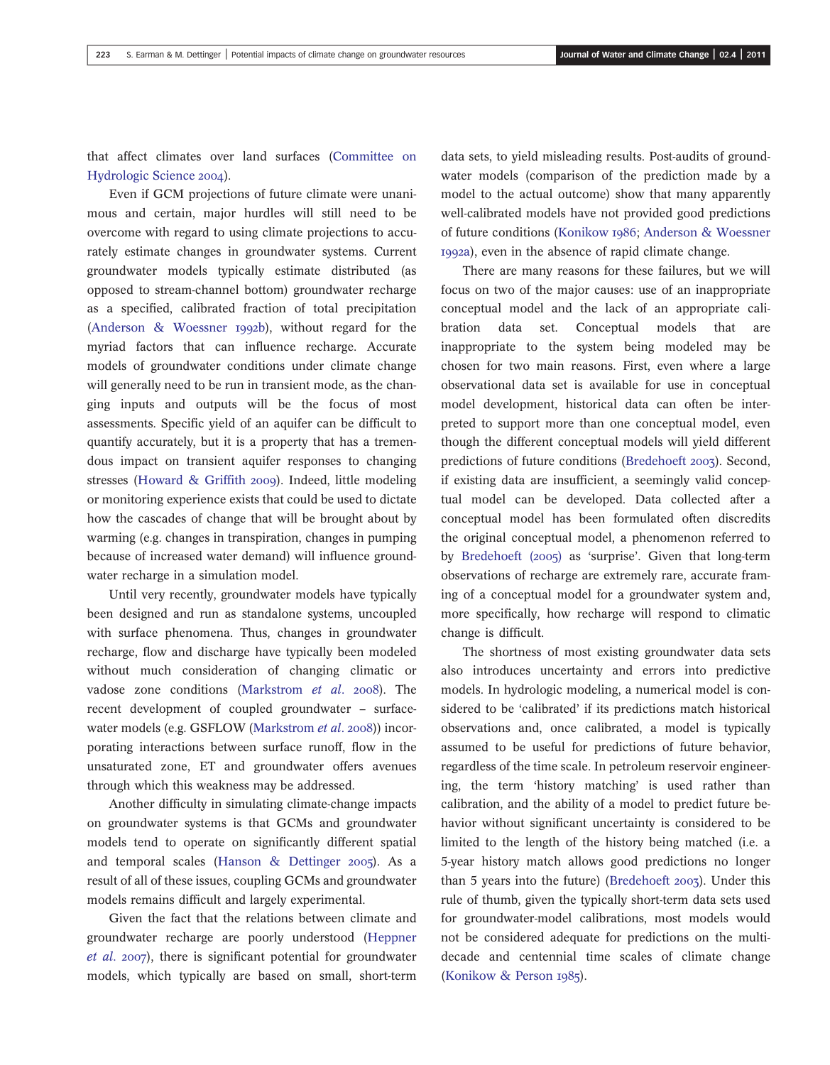that affect climates over land surfaces (Committee on Hydrologic Science 2004).

Even if GCM projections of future climate were unanimous and certain, major hurdles will still need to be overcome with regard to using climate projections to accurately estimate changes in groundwater systems. Current groundwater models typically estimate distributed (as opposed to stream-channel bottom) groundwater recharge as a specified, calibrated fraction of total precipitation (Anderson & Woessner 1992b), without regard for the myriad factors that can influence recharge. Accurate models of groundwater conditions under climate change will generally need to be run in transient mode, as the changing inputs and outputs will be the focus of most assessments. Specific yield of an aquifer can be difficult to quantify accurately, but it is a property that has a tremendous impact on transient aquifer responses to changing stresses (Howard & Griffith 2009). Indeed, little modeling or monitoring experience exists that could be used to dictate how the cascades of change that will be brought about by warming (e.g. changes in transpiration, changes in pumping because of increased water demand) will influence groundwater recharge in a simulation model.

Until very recently, groundwater models have typically been designed and run as standalone systems, uncoupled with surface phenomena. Thus, changes in groundwater recharge, flow and discharge have typically been modeled without much consideration of changing climatic or vadose zone conditions (Markstrom *et al.* 2008). The recent development of coupled groundwater – surface-water models (e.g. GSFLOW (Markstrom *et al.* 2008)) incorporating interactions between surface runoff, flow in the unsaturated zone, ET and groundwater offers avenues through which this weakness may be addressed.

Another difficulty in simulating climate-change impacts on groundwater systems is that GCMs and groundwater models tend to operate on significantly different spatial and temporal scales (Hanson & Dettinger 2005). As a result of all of these issues, coupling GCMs and groundwater models remains difficult and largely experimental.

Given the fact that the relations between climate and groundwater recharge are poorly understood (Heppner *et al.* 2007), there is significant potential for groundwater models, which typically are based on small, short-term data sets, to yield misleading results. Post-audits of groundwater models (comparison of the prediction made by a model to the actual outcome) show that many apparently well-calibrated models have not provided good predictions of future conditions (Konikow 1986; Anderson & Woessner 1992a), even in the absence of rapid climate change.

There are many reasons for these failures, but we will focus on two of the major causes: use of an inappropriate conceptual model and the lack of an appropriate calibration data set. Conceptual models that are inappropriate to the system being modeled may be chosen for two main reasons. First, even where a large observational data set is available for use in conceptual model development, historical data can often be interpreted to support more than one conceptual model, even though the different conceptual models will yield different predictions of future conditions (Bredehoeft 2003). Second, if existing data are insufficient, a seemingly valid conceptual model can be developed. Data collected after a conceptual model has been formulated often discredits the original conceptual model, a phenomenon referred to by Bredehoeft (2005) as 'surprise'. Given that long-term observations of recharge are extremely rare, accurate framing of a conceptual model for a groundwater system and, more specifically, how recharge will respond to climatic change is difficult.

The shortness of most existing groundwater data sets also introduces uncertainty and errors into predictive models. In hydrologic modeling, a numerical model is considered to be 'calibrated' if its predictions match historical observations and, once calibrated, a model is typically assumed to be useful for predictions of future behavior, regardless of the time scale. In petroleum reservoir engineering, the term 'history matching' is used rather than calibration, and the ability of a model to predict future behavior without significant uncertainty is considered to be limited to the length of the history being matched (i.e. a 5-year history match allows good predictions no longer than 5 years into the future) (Bredehoeft 2003). Under this rule of thumb, given the typically short-term data sets used for groundwater-model calibrations, most models would not be considered adequate for predictions on the multi-decade and centennial time scales of climate change (Konikow & Person 1985).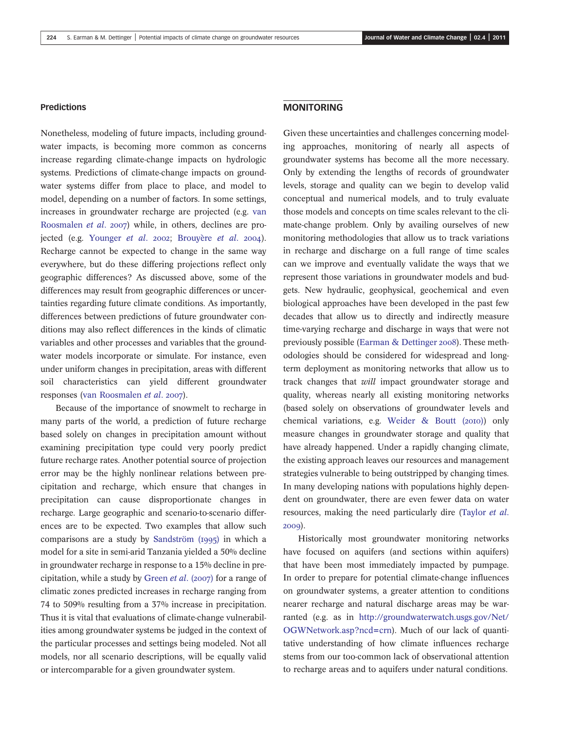### Predictions

Nonetheless, modeling of future impacts, including groundwater impacts, is becoming more common as concerns increase regarding climate-change impacts on hydrologic systems. Predictions of climate-change impacts on groundwater systems differ from place to place, and model to model, depending on a number of factors. In some settings, increases in groundwater recharge are projected (e.g. van Roosmalen *et al*. 2007) while, in others, declines are projected (e.g. Younger *et al*. 2002; Brouyère *et al*. 2004). Recharge cannot be expected to change in the same way everywhere, but do these differing projections reflect only geographic differences? As discussed above, some of the differences may result from geographic differences or uncertainties regarding future climate conditions. As importantly, differences between predictions of future groundwater conditions may also reflect differences in the kinds of climatic variables and other processes and variables that the groundwater models incorporate or simulate. For instance, even under uniform changes in precipitation, areas with different soil characteristics can yield different groundwater responses (van Roosmalen *et al*. 2007).

Because of the importance of snowmelt to recharge in many parts of the world, a prediction of future recharge based solely on changes in precipitation amount without examining precipitation type could very poorly predict future recharge rates. Another potential source of projection error may be the highly nonlinear relations between precipitation and recharge, which ensure that changes in precipitation can cause disproportionate changes in recharge. Large geographic and scenario-to-scenario differences are to be expected. Two examples that allow such comparisons are a study by Sandström (1995) in which a model for a site in semi-arid Tanzania yielded a 50% decline in groundwater recharge in response to a 15% decline in precipitation, while a study by Green *et al*. (2007) for a range of climatic zones predicted increases in recharge ranging from 74 to 509% resulting from a 37% increase in precipitation. Thus it is vital that evaluations of climate-change vulnerabilities among groundwater systems be judged in the context of the particular processes and settings being modeled. Not all models, nor all scenario descriptions, will be equally valid or intercomparable for a given groundwater system.

## MONITORING

Given these uncertainties and challenges concerning modeling approaches, monitoring of nearly all aspects of groundwater systems has become all the more necessary. Only by extending the lengths of records of groundwater levels, storage and quality can we begin to develop valid conceptual and numerical models, and to truly evaluate those models and concepts on time scales relevant to the climate-change problem. Only by availing ourselves of new monitoring methodologies that allow us to track variations in recharge and discharge on a full range of time scales can we improve and eventually validate the ways that we represent those variations in groundwater models and budgets. New hydraulic, geophysical, geochemical and even biological approaches have been developed in the past few decades that allow us to directly and indirectly measure time-varying recharge and discharge in ways that were not previously possible (Earman & Dettinger 2008). These methodologies should be considered for widespread and long-term deployment as monitoring networks that allow us to track changes that *will* impact groundwater storage and quality, whereas nearly all existing monitoring networks (based solely on observations of groundwater levels and chemical variations, e.g. Weider & Boutt (2010)) only measure changes in groundwater storage and quality that have already happened. Under a rapidly changing climate, the existing approach leaves our resources and management strategies vulnerable to being outstripped by changing times. In many developing nations with populations highly dependent on groundwater, there are even fewer data on water resources, making the need particularly dire (Taylor *et al*. 2009).

Historically most groundwater monitoring networks have focused on aquifers (and sections within aquifers) that have been most immediately impacted by pumpage. In order to prepare for potential climate-change influences on groundwater systems, a greater attention to conditions nearer recharge and natural discharge areas may be warranted (e.g. as in http://groundwaterwatch.usgs.gov/Net/OGWNetwork.asp?ncd=crn). Much of our lack of quantitative understanding of how climate influences recharge stems from our too-common lack of observational attention to recharge areas and to aquifers under natural conditions.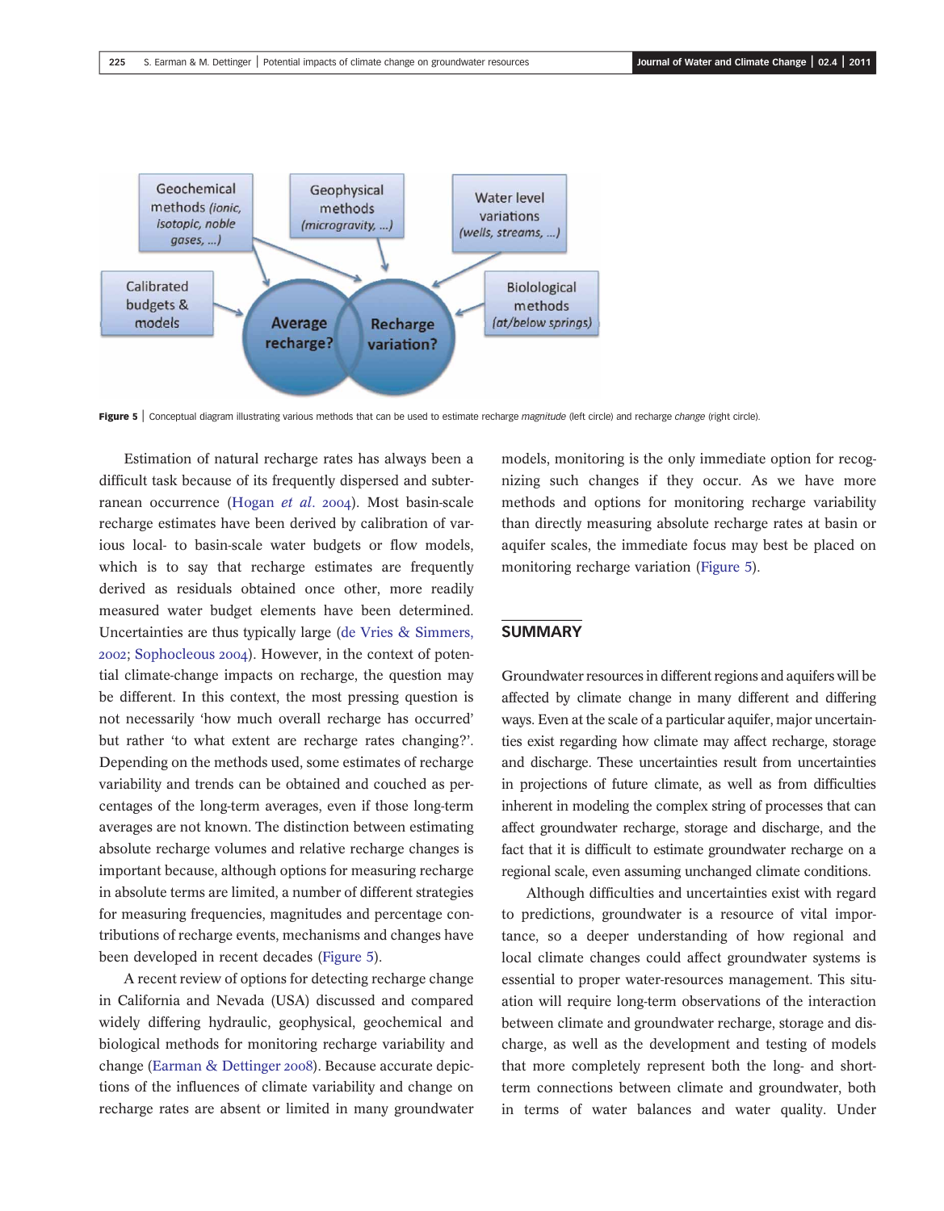**Figure 5** | Conceptual diagram illustrating various methods that can be used to estimate recharge *magnitude* (left circle) and recharge *change* (right circle).

Estimation of natural recharge rates has always been a difficult task because of its frequently dispersed and subterranean occurrence (Hogan *et al*. 2004). Most basin-scale recharge estimates have been derived by calibration of various local- to basin-scale water budgets or flow models, which is to say that recharge estimates are frequently derived as residuals obtained once other, more readily measured water budget elements have been determined. Uncertainties are thus typically large (de Vries & Simmers, 2002; Sophocleous 2004). However, in the context of potential climate-change impacts on recharge, the question may be different. In this context, the most pressing question is not necessarily 'how much overall recharge has occurred' but rather 'to what extent are recharge rates changing?'. Depending on the methods used, some estimates of recharge variability and trends can be obtained and couched as percentages of the long-term averages, even if those long-term averages are not known. The distinction between estimating absolute recharge volumes and relative recharge changes is important because, although options for measuring recharge in absolute terms are limited, a number of different strategies for measuring frequencies, magnitudes and percentage contributions of recharge events, mechanisms and changes have been developed in recent decades (Figure 5).

A recent review of options for detecting recharge change in California and Nevada (USA) discussed and compared widely differing hydraulic, geophysical, geochemical and biological methods for monitoring recharge variability and change (Earman & Dettinger 2008). Because accurate depictions of the influences of climate variability and change on recharge rates are absent or limited in many groundwater models, monitoring is the only immediate option for recognizing such changes if they occur. As we have more methods and options for monitoring recharge variability than directly measuring absolute recharge rates at basin or aquifer scales, the immediate focus may best be placed on monitoring recharge variation (Figure 5).

## SUMMARY

Groundwater resources in different regions and aquifers will be affected by climate change in many different and differing ways. Even at the scale of a particular aquifer, major uncertainties exist regarding how climate may affect recharge, storage and discharge. These uncertainties result from uncertainties in projections of future climate, as well as from difficulties inherent in modeling the complex string of processes that can affect groundwater recharge, storage and discharge, and the fact that it is difficult to estimate groundwater recharge on a regional scale, even assuming unchanged climate conditions.

Although difficulties and uncertainties exist with regard to predictions, groundwater is a resource of vital importance, so a deeper understanding of how regional and local climate changes could affect groundwater systems is essential to proper water-resources management. This situation will require long-term observations of the interaction between climate and groundwater recharge, storage and discharge, as well as the development and testing of models that more completely represent both the long- and short-term connections between climate and groundwater, both in terms of water balances and water quality. Under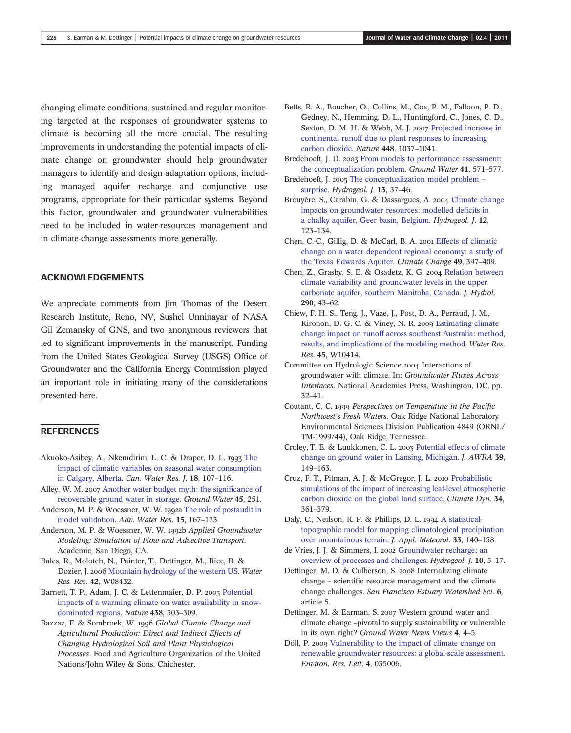changing climate conditions, sustained and regular monitoring targeted at the responses of groundwater systems to climate is becoming all the more crucial. The resulting improvements in understanding the potential impacts of climate change on groundwater should help groundwater managers to identify and design adaptation options, including managed aquifer recharge and conjunctive use programs, appropriate for their particular systems. Beyond this factor, groundwater and groundwater vulnerabilities need to be included in water-resources management and in climate-change assessments more generally.

## ACKNOWLEDGEMENTS

We appreciate comments from Jim Thomas of the Desert Research Institute, Reno, NV, Sushel Unninayar of NASA Gil Zemansky of GNS, and two anonymous reviewers that led to significant improvements in the manuscript. Funding from the United States Geological Survey (USGS) Office of Groundwater and the California Energy Commission played an important role in initiating many of the considerations presented here.

## REFERENCES

Akuoko-Asibey, A., Nkemdirim, L. C. & Draper, D. L. 1993 The impact of climatic variables on seasonal water consumption in Calgary, Alberta. *Can. Water Res. J.* **18**, 107–116.

Alley, W. M. 2007 Another water budget myth: the significance of recoverable ground water in storage. *Ground Water* **45**, 251.

Anderson, M. P. & Woessner, W. W. 1992a The role of postaudit in model validation. *Adv. Water Res.* **15**, 167–173.

Anderson, M. P. & Woessner, W. W. 1992b *Applied Groundwater Modeling: Simulation of Flow and Advective Transport*. Academic, San Diego, CA.

Bales, R., Molotch, N., Painter, T., Dettinger, M., Rice, R. & Dozier, J. 2006 Mountain hydrology of the western US. *Water Res. Res.* **42**, W08432.

Barnett, T. P., Adam, J. C. & Lettenmaier, D. P. 2005 Potential impacts of a warming climate on water availability in snow-dominated regions. *Nature* **438**, 303–309.

Bazzaz, F. & Sombroek, W. 1996 *Global Climate Change and Agricultural Production: Direct and Indirect Effects of Changing Hydrological Soil and Plant Physiological Processes*. Food and Agriculture Organization of the United Nations/John Wiley & Sons, Chichester.

Betts, R. A., Boucher, O., Collins, M., Cox, P. M., Falloon, P. D., Gedney, N., Hemming, D. L., Huntingford, C., Jones, C. D., Sexton, D. M. H. & Webb, M. J. 2007 Projected increase in continental runoff due to plant responses to increasing carbon dioxide. *Nature* **448**, 1037–1041.

Bredehoeft, J. D. 2003 From models to performance assessment: the conceptualization problem. *Ground Water* **41**, 571–577.

Bredehoeft, J. 2005 The conceptualization model problem – surprise. *Hydrogeol. J.* **13**, 37–46.

Brouyère, S., Carabin, G. & Dassargues, A. 2004 Climate change impacts on groundwater resources: modelled deficits in a chalky aquifer, Geer basin, Belgium. *Hydrogeol. J.* **12**, 123–134.

Chen, C.-C., Gillig, D. & McCarl, B. A. 2001 Effects of climatic change on a water dependent regional economy: a study of the Texas Edwards Aquifer. *Climate Change* **49**, 397–409.

Chen, Z., Grasby, S. E. & Osadetz, K. G. 2004 Relation between climate variability and groundwater levels in the upper carbonate aquifer, southern Manitoba, Canada. *J. Hydrol.* **290**, 43–62.

Chiew, F. H. S., Teng, J., Vaze, J., Post, D. A., Perraud, J. M., Kironon, D. G. C. & Viney, N. R. 2009 Estimating climate change impact on runoff across southeast Australia: method, results, and implications of the modeling method. *Water Res. Res.* **45**, W10414.

Committee on Hydrologic Science 2004 Interactions of groundwater with climate. In: *Groundwater Fluxes Across Interfaces*. National Academies Press, Washington, DC, pp. 32–41.

Coutant, C. C. 1999 *Perspectives on Temperature in the Pacific Northwest's Fresh Waters*. Oak Ridge National Laboratory Environmental Sciences Division Publication 4849 (ORNL/TM-1999/44), Oak Ridge, Tennessee.

Croley, T. E. & Luukkonen, C. L. 2003 Potential effects of climate change on ground water in Lansing, Michigan. *J. AWRA* **39**, 149–163.

Cruz, F. T., Pitman, A. J. & McGregor, J. L. 2010 Probabilistic simulations of the impact of increasing leaf-level atmospheric carbon dioxide on the global land surface. *Climate Dyn.* **34**, 361–379.

Daly, C., Neilson, R. P. & Phillips, D. L. 1994 A statistical-topographic model for mapping climatological precipitation over mountainous terrain. *J. Appl. Meteorol.* **33**, 140–158.

de Vries, J. J. & Simmers, I. 2002 Groundwater recharge: an overview of processes and challenges. *Hydrogeol. J.* **10**, 5–17.

Dettinger, M. D. & Culberson, S. 2008 Internalizing climate change – scientific resource management and the climate change challenges. *San Francisco Estuary Watershed Sci.* **6**, article 5.

Dettinger, M. & Earman, S. 2007 Western ground water and climate change –pivotal to supply sustainability or vulnerable in its own right? *Ground Water News Views* **4**, 4–5.

Döll, P. 2009 Vulnerability to the impact of climate change on renewable groundwater resources: a global-scale assessment. *Environ. Res. Lett.* **4**, 035006.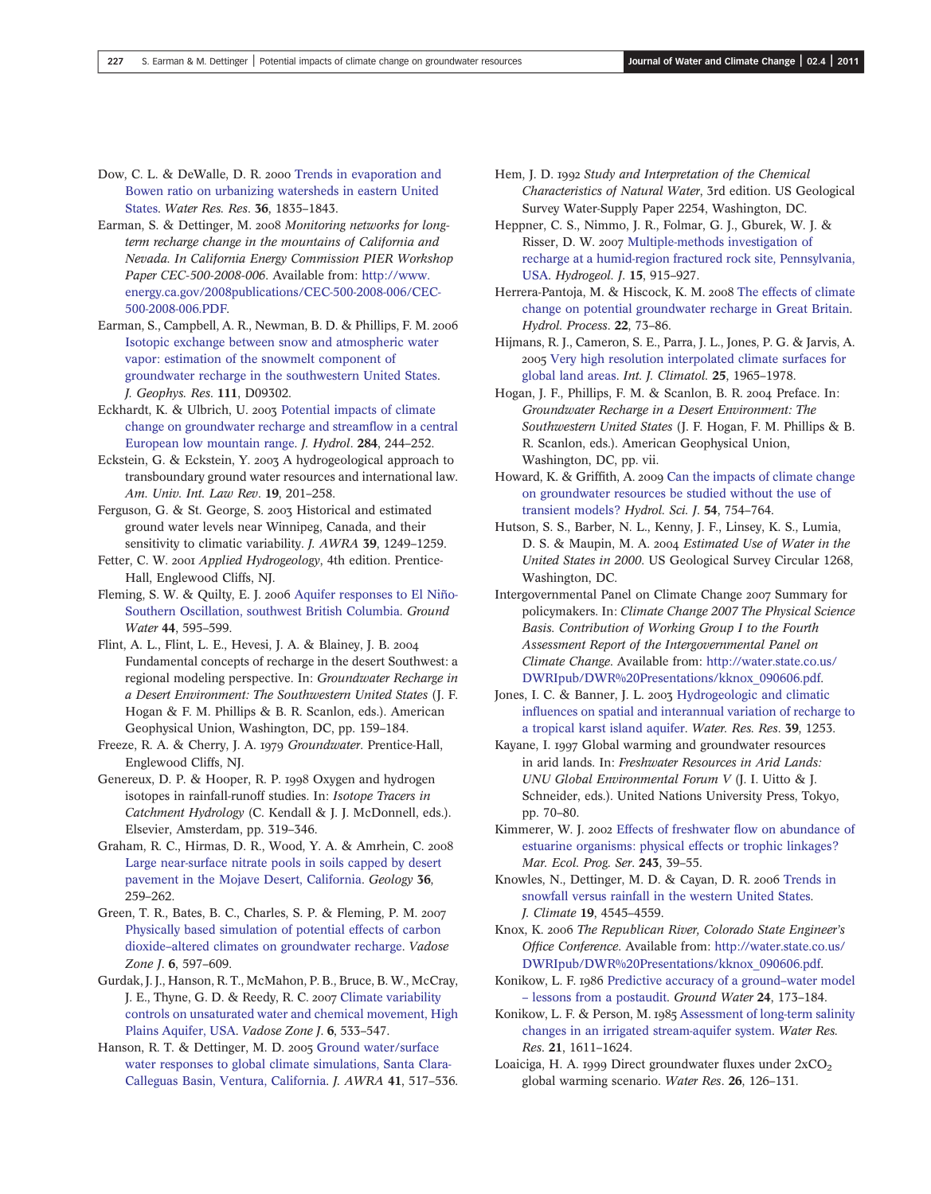Dow, C. L. & DeWalle, D. R. 2000 Trends in evaporation and Bowen ratio on urbanizing watersheds in eastern United States. *Water Res. Res*. **36**, 1835–1843.

Earman, S. & Dettinger, M. 2008 *Monitoring networks for long-term recharge change in the mountains of California and Nevada. In California Energy Commission PIER Workshop Paper CEC-500-2008-006*. Available from: http://www.energy.ca.gov/2008publications/CEC-500-2008-006/CEC-500-2008-006.PDF.

Earman, S., Campbell, A. R., Newman, B. D. & Phillips, F. M. 2006 Isotopic exchange between snow and atmospheric water vapor: estimation of the snowmelt component of groundwater recharge in the southwestern United States. *J. Geophys. Res*. **111**, D09302.

Eckhardt, K. & Ulbrich, U. 2003 Potential impacts of climate change on groundwater recharge and streamflow in a central European low mountain range. *J. Hydrol*. **284**, 244–252.

Eckstein, G. & Eckstein, Y. 2003 A hydrogeological approach to transboundary ground water resources and international law. *Am. Univ. Int. Law Rev*. **19**, 201–258.

Ferguson, G. & St. George, S. 2003 Historical and estimated ground water levels near Winnipeg, Canada, and their sensitivity to climatic variability. *J. AWRA* **39**, 1249–1259.

Fetter, C. W. 2001 *Applied Hydrogeology*, 4th edition. Prentice-Hall, Englewood Cliffs, NJ.

Fleming, S. W. & Quilty, E. J. 2006 Aquifer responses to El Niño-Southern Oscillation, southwest British Columbia. *Ground Water* **44**, 595–599.

Flint, A. L., Flint, L. E., Hevesi, J. A. & Blainey, J. B. 2004 Fundamental concepts of recharge in the desert Southwest: a regional modeling perspective. In: *Groundwater Recharge in a Desert Environment: The Southwestern United States* (J. F. Hogan & F. M. Phillips & B. R. Scanlon, eds.). American Geophysical Union, Washington, DC, pp. 159–184.

Freeze, R. A. & Cherry, J. A. 1979 *Groundwater*. Prentice-Hall, Englewood Cliffs, NJ.

Genereux, D. P. & Hooper, R. P. 1998 Oxygen and hydrogen isotopes in rainfall-runoff studies. In: *Isotope Tracers in Catchment Hydrology* (C. Kendall & J. J. McDonnell, eds.). Elsevier, Amsterdam, pp. 319–346.

Graham, R. C., Hirmas, D. R., Wood, Y. A. & Amrhein, C. 2008 Large near-surface nitrate pools in soils capped by desert pavement in the Mojave Desert, California. *Geology* **36**, 259–262.

Green, T. R., Bates, B. C., Charles, S. P. & Fleming, P. M. 2007 Physically based simulation of potential effects of carbon dioxide–altered climates on groundwater recharge. *Vadose Zone J*. **6**, 597–609.

Gurdak, J. J., Hanson, R. T., McMahon, P. B., Bruce, B. W., McCray, J. E., Thyne, G. D. & Reedy, R. C. 2007 Climate variability controls on unsaturated water and chemical movement, High Plains Aquifer, USA. *Vadose Zone J*. **6**, 533–547.

Hanson, R. T. & Dettinger, M. D. 2005 Ground water/surface water responses to global climate simulations, Santa Clara-Calleguas Basin, Ventura, California. *J. AWRA* **41**, 517–536.

Hem, J. D. 1992 *Study and Interpretation of the Chemical Characteristics of Natural Water*, 3rd edition. US Geological Survey Water-Supply Paper 2254, Washington, DC.

Heppner, C. S., Nimmo, J. R., Folmar, G. J., Gburek, W. J. & Risser, D. W. 2007 Multiple-methods investigation of recharge at a humid-region fractured rock site, Pennsylvania, USA. *Hydrogeol. J*. **15**, 915–927.

Herrera-Pantoja, M. & Hiscock, K. M. 2008 The effects of climate change on potential groundwater recharge in Great Britain. *Hydrol. Process*. **22**, 73–86.

Hijmans, R. J., Cameron, S. E., Parra, J. L., Jones, P. G. & Jarvis, A. 2005 Very high resolution interpolated climate surfaces for global land areas. *Int. J. Climatol*. **25**, 1965–1978.

Hogan, J. F., Phillips, F. M. & Scanlon, B. R. 2004 Preface. In: *Groundwater Recharge in a Desert Environment: The Southwestern United States* (J. F. Hogan, F. M. Phillips & B. R. Scanlon, eds.). American Geophysical Union, Washington, DC, pp. vii.

Howard, K. & Griffith, A. 2009 Can the impacts of climate change on groundwater resources be studied without the use of transient models? *Hydrol. Sci. J*. **54**, 754–764.

Hutson, S. S., Barber, N. L., Kenny, J. F., Linsey, K. S., Lumia, D. S. & Maupin, M. A. 2004 *Estimated Use of Water in the United States in 2000*. US Geological Survey Circular 1268, Washington, DC.

Intergovernmental Panel on Climate Change 2007 Summary for policymakers. In: *Climate Change 2007 The Physical Science Basis. Contribution of Working Group I to the Fourth Assessment Report of the Intergovernmental Panel on Climate Change*. Available from: http://water.state.co.us/DWRIpub/DWR%20Presentations/kknox_090606.pdf.

Jones, I. C. & Banner, J. L. 2003 Hydrogeologic and climatic influences on spatial and interannual variation of recharge to a tropical karst island aquifer. *Water. Res. Res*. **39**, 1253.

Kayane, I. 1997 Global warming and groundwater resources in arid lands. In: *Freshwater Resources in Arid Lands: UNU Global Environmental Forum V* (J. I. Uitto & J. Schneider, eds.). United Nations University Press, Tokyo, pp. 70–80.

Kimmerer, W. J. 2002 Effects of freshwater flow on abundance of estuarine organisms: physical effects or trophic linkages? *Mar. Ecol. Prog. Ser*. **243**, 39–55.

Knowles, N., Dettinger, M. D. & Cayan, D. R. 2006 Trends in snowfall versus rainfall in the western United States. *J. Climate* **19**, 4545–4559.

Knox, K. 2006 *The Republican River, Colorado State Engineer's Office Conference*. Available from: http://water.state.co.us/DWRIpub/DWR%20Presentations/kknox_090606.pdf.

Konikow, L. F. 1986 Predictive accuracy of a ground–water model – lessons from a postaudit. *Ground Water* **24**, 173–184.

Konikow, L. F. & Person, M. 1985 Assessment of long-term salinity changes in an irrigated stream-aquifer system. *Water Res. Res*. **21**, 1611–1624.

Loaiciga, H. A. 1999 Direct groundwater fluxes under $2xCO_2$ global warming scenario. *Water Res*. **26**, 126–131.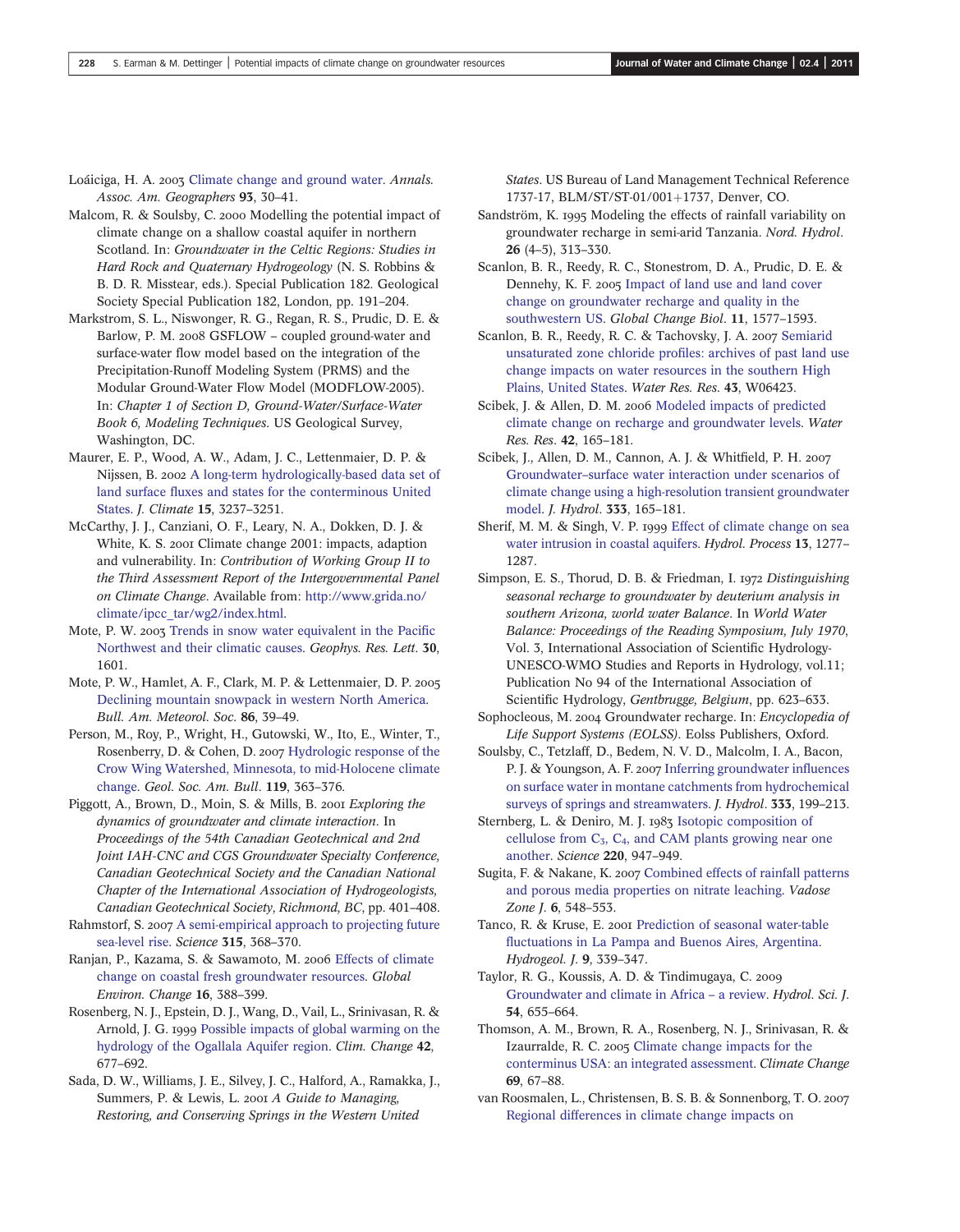Loáiciga, H. A. 2003 Climate change and ground water. *Annals. Assoc. Am. Geographers* **93**, 30–41.

Malcom, R. & Soulsby, C. 2000 Modelling the potential impact of climate change on a shallow coastal aquifer in northern Scotland. In: *Groundwater in the Celtic Regions: Studies in Hard Rock and Quaternary Hydrogeology* (N. S. Robbins & B. D. R. Misstear, eds.). Special Publication 182. Geological Society Special Publication 182, London, pp. 191–204.

Markstrom, S. L., Niswonger, R. G., Regan, R. S., Prudic, D. E. & Barlow, P. M. 2008 GSFLOW – coupled ground-water and surface-water flow model based on the integration of the Precipitation-Runoff Modeling System (PRMS) and the Modular Ground-Water Flow Model (MODFLOW-2005). In: *Chapter 1 of Section D, Ground-Water/Surface-Water Book 6, Modeling Techniques*. US Geological Survey, Washington, DC.

Maurer, E. P., Wood, A. W., Adam, J. C., Lettenmaier, D. P. & Nijssen, B. 2002 A long-term hydrologically-based data set of land surface fluxes and states for the conterminous United States. *J. Climate* **15**, 3237–3251.

McCarthy, J. J., Canziani, O. F., Leary, N. A., Dokken, D. J. & White, K. S. 2001 Climate change 2001: impacts, adaption and vulnerability. In: *Contribution of Working Group II to the Third Assessment Report of the Intergovernmental Panel on Climate Change*. Available from: http://www.grida.no/climate/ipcc_tar/wg2/index.html.

Mote, P. W. 2003 Trends in snow water equivalent in the Pacific Northwest and their climatic causes. *Geophys. Res. Lett*. **30**, 1601.

Mote, P. W., Hamlet, A. F., Clark, M. P. & Lettenmaier, D. P. 2005 Declining mountain snowpack in western North America. *Bull. Am. Meteorol. Soc*. **86**, 39–49.

Person, M., Roy, P., Wright, H., Gutowski, W., Ito, E., Winter, T., Rosenberry, D. & Cohen, D. 2007 Hydrologic response of the Crow Wing Watershed, Minnesota, to mid-Holocene climate change. *Geol. Soc. Am. Bull*. **119**, 363–376.

Piggott, A., Brown, D., Moin, S. & Mills, B. 2001 *Exploring the dynamics of groundwater and climate interaction*. In *Proceedings of the 54th Canadian Geotechnical and 2nd Joint IAH-CNC and CGS Groundwater Specialty Conference, Canadian Geotechnical Society and the Canadian National Chapter of the International Association of Hydrogeologists, Canadian Geotechnical Society, Richmond, BC*, pp. 401–408.

Rahmstorf, S. 2007 A semi-empirical approach to projecting future sea-level rise. *Science* **315**, 368–370.

Ranjan, P., Kazama, S. & Sawamoto, M. 2006 Effects of climate change on coastal fresh groundwater resources. *Global Environ. Change* **16**, 388–399.

Rosenberg, N. J., Epstein, D. J., Wang, D., Vail, L., Srinivasan, R. & Arnold, J. G. 1999 Possible impacts of global warming on the hydrology of the Ogallala Aquifer region. *Clim. Change* **42**, 677–692.

Sada, D. W., Williams, J. E., Silvey, J. C., Halford, A., Ramakka, J., Summers, P. & Lewis, L. 2001 *A Guide to Managing, Restoring, and Conserving Springs in the Western United States*. US Bureau of Land Management Technical Reference 1737-17, BLM/ST/ST-01/001+1737, Denver, CO.

Sandström, K. 1995 Modeling the effects of rainfall variability on groundwater recharge in semi-arid Tanzania. *Nord. Hydrol*. **26** (4–5), 313–330.

Scanlon, B. R., Reedy, R. C., Stonestrom, D. A., Prudic, D. E. & Dennehy, K. F. 2005 Impact of land use and land cover change on groundwater recharge and quality in the southwestern US. *Global Change Biol*. **11**, 1577–1593.

Scanlon, B. R., Reedy, R. C. & Tachovsky, J. A. 2007 Semiarid unsaturated zone chloride profiles: archives of past land use change impacts on water resources in the southern High Plains, United States. *Water Res. Res*. **43**, W06423.

Scibek, J. & Allen, D. M. 2006 Modeled impacts of predicted climate change on recharge and groundwater levels. *Water Res. Res*. **42**, 165–181.

Scibek, J., Allen, D. M., Cannon, A. J. & Whitfield, P. H. 2007 Groundwater–surface water interaction under scenarios of climate change using a high-resolution transient groundwater model. *J. Hydrol*. **333**, 165–181.

Sherif, M. M. & Singh, V. P. 1999 Effect of climate change on sea water intrusion in coastal aquifers. *Hydrol. Process* **13**, 1277–1287.

Simpson, E. S., Thorud, D. B. & Friedman, I. 1972 *Distinguishing seasonal recharge to groundwater by deuterium analysis in southern Arizona, world water Balance*. In *World Water Balance: Proceedings of the Reading Symposium, July 1970*, Vol. 3, International Association of Scientific Hydrology-UNESCO-WMO Studies and Reports in Hydrology, vol.11; Publication No 94 of the International Association of Scientific Hydrology, *Gentbrugge, Belgium*, pp. 623–633.

Sophocleous, M. 2004 Groundwater recharge. In: *Encyclopedia of Life Support Systems (EOLSS)*. Eolss Publishers, Oxford.

Soulsby, C., Tetzlaff, D., Bedem, N. V. D., Malcolm, I. A., Bacon, P. J. & Youngson, A. F. 2007 Inferring groundwater influences on surface water in montane catchments from hydrochemical surveys of springs and streamwaters. *J. Hydrol*. **333**, 199–213.

Sternberg, L. & Deniro, M. J. 1983 Isotopic composition of cellulose from $C_3$, $C_4$, and CAM plants growing near one another. *Science* **220**, 947–949.

Sugita, F. & Nakane, K. 2007 Combined effects of rainfall patterns and porous media properties on nitrate leaching. *Vadose Zone J*. **6**, 548–553.

Tanco, R. & Kruse, E. 2001 Prediction of seasonal water-table fluctuations in La Pampa and Buenos Aires, Argentina. *Hydrogeol. J*. **9**, 339–347.

Taylor, R. G., Koussis, A. D. & Tindimugaya, C. 2009 Groundwater and climate in Africa – a review. *Hydrol. Sci. J*. **54**, 655–664.

Thomson, A. M., Brown, R. A., Rosenberg, N. J., Srinivasan, R. & Izaurralde, R. C. 2005 Climate change impacts for the conterminus USA: an integrated assessment. *Climate Change* **69**, 67–88.

van Roosmalen, L., Christensen, B. S. B. & Sonnenborg, T. O. 2007 Regional differences in climate change impacts on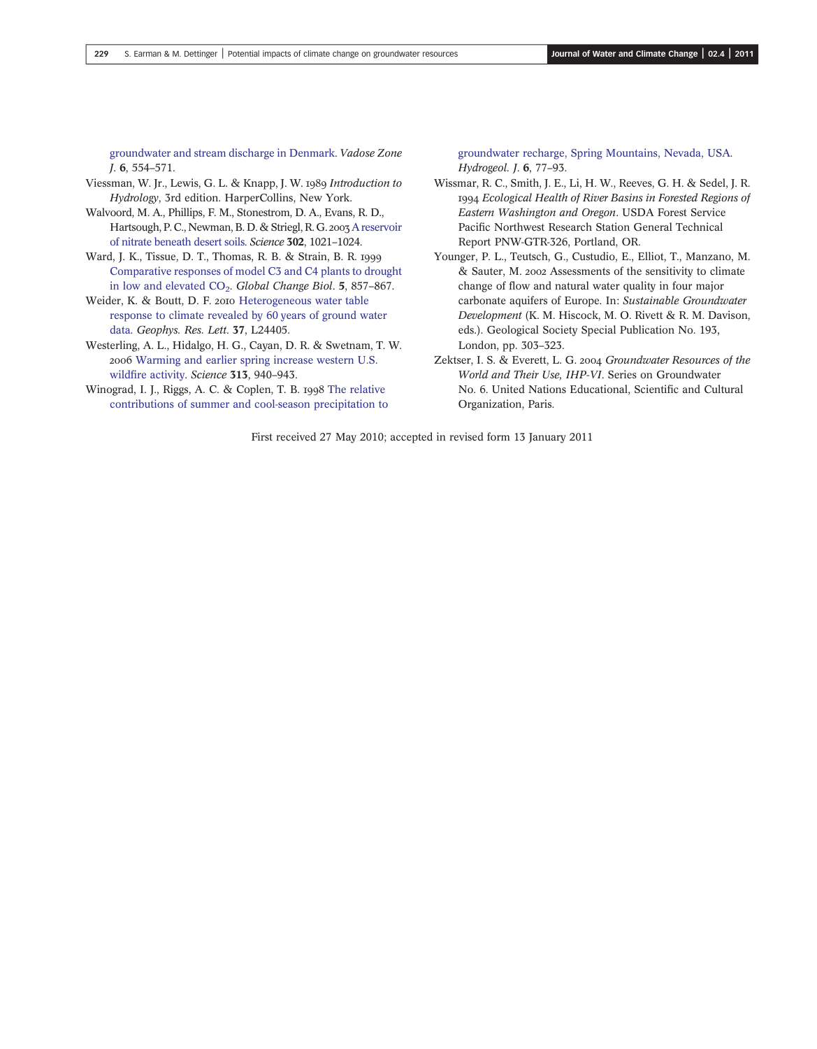groundwater and stream discharge in Denmark. *Vadose Zone J.* **6**, 554–571.

Viessman, W. Jr., Lewis, G. L. & Knapp, J. W. 1989 *Introduction to Hydrology*, 3rd edition. HarperCollins, New York.

Walvoord, M. A., Phillips, F. M., Stonestrom, D. A., Evans, R. D., Hartsough, P. C., Newman, B. D. & Striegl, R. G. 2003 A reservoir of nitrate beneath desert soils. *Science* **302**, 1021–1024.

Ward, J. K., Tissue, D. T., Thomas, R. B. & Strain, B. R. 1999 Comparative responses of model C3 and C4 plants to drought in low and elevated $CO_2$. *Global Change Biol*. **5**, 857–867.

Weider, K. & Boutt, D. F. 2010 Heterogeneous water table response to climate revealed by 60 years of ground water data. *Geophys. Res. Lett.* **37**, L24405.

Westerling, A. L., Hidalgo, H. G., Cayan, D. R. & Swetnam, T. W. 2006 Warming and earlier spring increase western U.S. wildfire activity. *Science* **313**, 940–943.

Winograd, I. J., Riggs, A. C. & Coplen, T. B. 1998 The relative contributions of summer and cool-season precipitation to groundwater recharge, Spring Mountains, Nevada, USA. *Hydrogeol. J.* **6**, 77–93.

Wissmar, R. C., Smith, J. E., Li, H. W., Reeves, G. H. & Sedel, J. R. 1994 *Ecological Health of River Basins in Forested Regions of Eastern Washington and Oregon*. USDA Forest Service Pacific Northwest Research Station General Technical Report PNW-GTR-326, Portland, OR.

Younger, P. L., Teutsch, G., Custudio, E., Elliot, T., Manzano, M. & Sauter, M. 2002 Assessments of the sensitivity to climate change of flow and natural water quality in four major carbonate aquifers of Europe. In: *Sustainable Groundwater Development* (K. M. Hiscock, M. O. Rivett & R. M. Davison, eds.). Geological Society Special Publication No. 193, London, pp. 303–323.

Zektser, I. S. & Everett, L. G. 2004 *Groundwater Resources of the World and Their Use, IHP-VI*. Series on Groundwater No. 6. United Nations Educational, Scientific and Cultural Organization, Paris.

First received 27 May 2010; accepted in revised form 13 January 2011